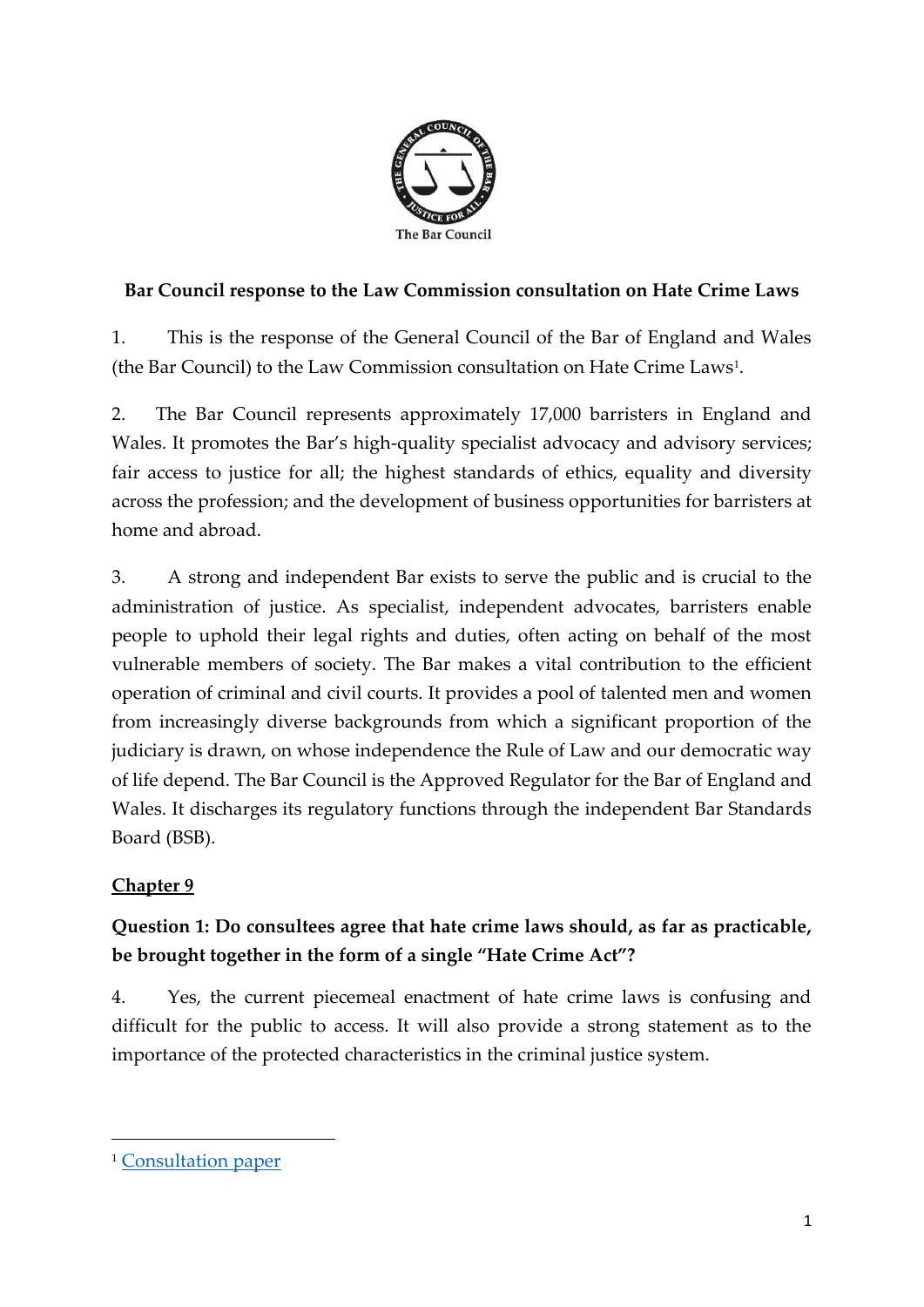**Bar Council response to the Law Commission consultation on Hate Crime Laws**

1. This is the response of the General Council of the Bar of England and Wales (the Bar Council) to the Law Commission consultation on Hate Crime Laws[1].

2. The Bar Council represents approximately 17,000 barristers in England and Wales. It promotes the Bar's high-quality specialist advocacy and advisory services; fair access to justice for all; the highest standards of ethics, equality and diversity across the profession; and the development of business opportunities for barristers at home and abroad.

3. A strong and independent Bar exists to serve the public and is crucial to the administration of justice. As specialist, independent advocates, barristers enable people to uphold their legal rights and duties, often acting on behalf of the most vulnerable members of society. The Bar makes a vital contribution to the efficient operation of criminal and civil courts. It provides a pool of talented men and women from increasingly diverse backgrounds from which a significant proportion of the judiciary is drawn, on whose independence the Rule of Law and our democratic way of life depend. The Bar Council is the Approved Regulator for the Bar of England and Wales. It discharges its regulatory functions through the independent Bar Standards Board (BSB).

**Chapter 9**

**Question 1: Do consultees agree that hate crime laws should, as far as practicable, be brought together in the form of a single "Hate Crime Act"?**

4. Yes, the current piecemeal enactment of hate crime laws is confusing and difficult for the public to access. It will also provide a strong statement as to the importance of the protected characteristics in the criminal justice system.

[1] Consultation paper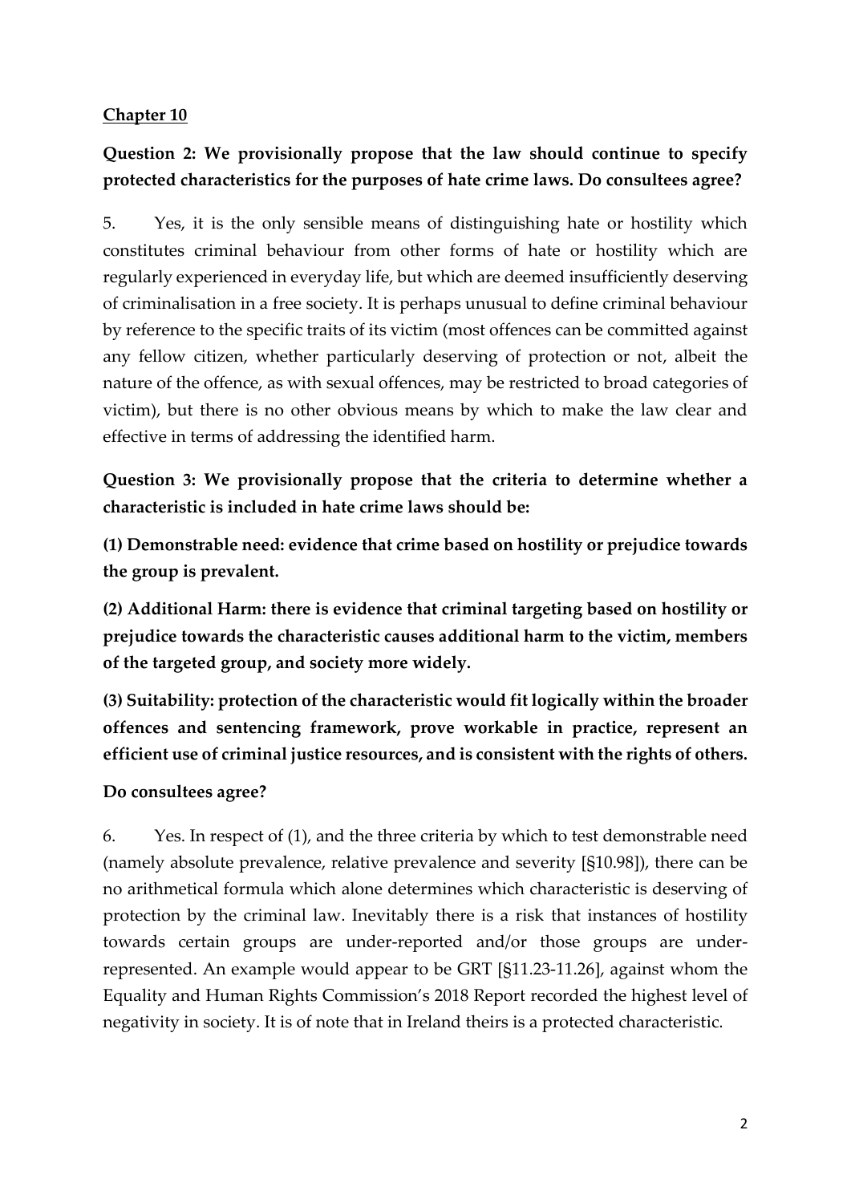**Chapter 10**

**Question 2: We provisionally propose that the law should continue to specify protected characteristics for the purposes of hate crime laws. Do consultees agree?**

5. Yes, it is the only sensible means of distinguishing hate or hostility which constitutes criminal behaviour from other forms of hate or hostility which are regularly experienced in everyday life, but which are deemed insufficiently deserving of criminalisation in a free society. It is perhaps unusual to define criminal behaviour by reference to the specific traits of its victim (most offences can be committed against any fellow citizen, whether particularly deserving of protection or not, albeit the nature of the offence, as with sexual offences, may be restricted to broad categories of victim), but there is no other obvious means by which to make the law clear and effective in terms of addressing the identified harm.

**Question 3: We provisionally propose that the criteria to determine whether a characteristic is included in hate crime laws should be:**

**(1) Demonstrable need: evidence that crime based on hostility or prejudice towards the group is prevalent.**

**(2) Additional Harm: there is evidence that criminal targeting based on hostility or prejudice towards the characteristic causes additional harm to the victim, members of the targeted group, and society more widely.**

**(3) Suitability: protection of the characteristic would fit logically within the broader offences and sentencing framework, prove workable in practice, represent an efficient use of criminal justice resources, and is consistent with the rights of others.**

**Do consultees agree?**

6. Yes. In respect of (1), and the three criteria by which to test demonstrable need (namely absolute prevalence, relative prevalence and severity [§10.98]), there can be no arithmetical formula which alone determines which characteristic is deserving of protection by the criminal law. Inevitably there is a risk that instances of hostility towards certain groups are under-reported and/or those groups are under-represented. An example would appear to be GRT [§11.23-11.26], against whom the Equality and Human Rights Commission's 2018 Report recorded the highest level of negativity in society. It is of note that in Ireland theirs is a protected characteristic.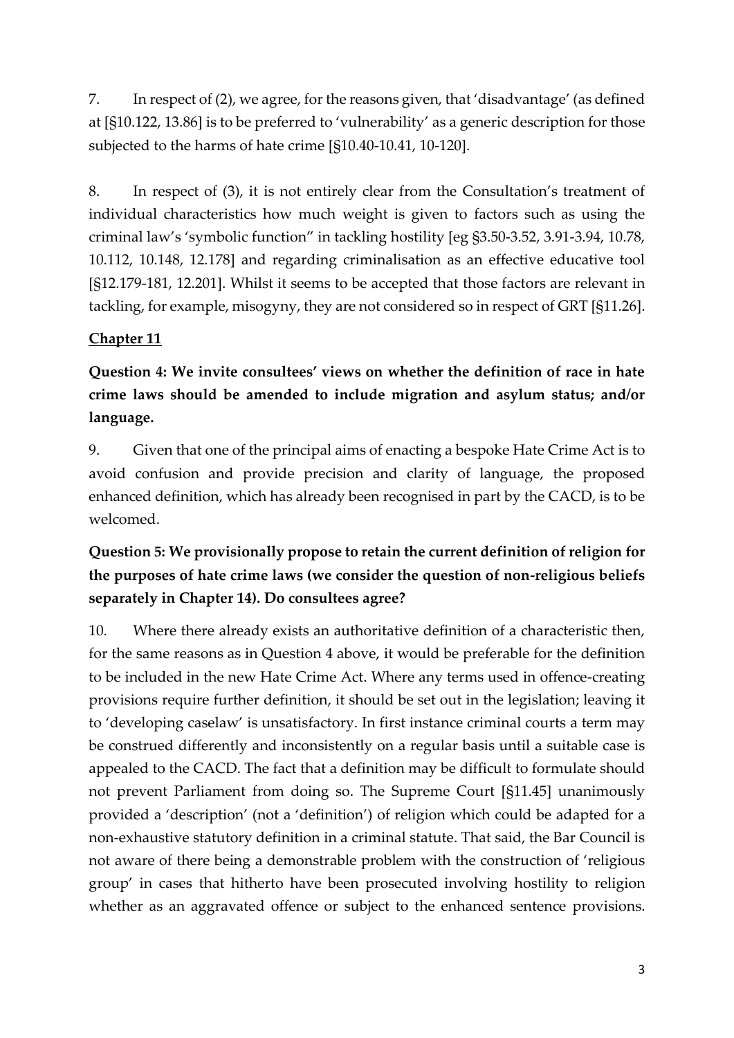7. In respect of (2), we agree, for the reasons given, that 'disadvantage' (as defined at [§10.122, 13.86] is to be preferred to 'vulnerability' as a generic description for those subjected to the harms of hate crime [§10.40-10.41, 10-120].

8. In respect of (3), it is not entirely clear from the Consultation's treatment of individual characteristics how much weight is given to factors such as using the criminal law's 'symbolic function" in tackling hostility [eg §3.50-3.52, 3.91-3.94, 10.78, 10.112, 10.148, 12.178] and regarding criminalisation as an effective educative tool [§12.179-181, 12.201]. Whilst it seems to be accepted that those factors are relevant in tackling, for example, misogyny, they are not considered so in respect of GRT [§11.26].

## Chapter 11

**Question 4: We invite consultees' views on whether the definition of race in hate crime laws should be amended to include migration and asylum status; and/or language.**

9. Given that one of the principal aims of enacting a bespoke Hate Crime Act is to avoid confusion and provide precision and clarity of language, the proposed enhanced definition, which has already been recognised in part by the CACD, is to be welcomed.

**Question 5: We provisionally propose to retain the current definition of religion for the purposes of hate crime laws (we consider the question of non-religious beliefs separately in Chapter 14). Do consultees agree?**

10. Where there already exists an authoritative definition of a characteristic then, for the same reasons as in Question 4 above, it would be preferable for the definition to be included in the new Hate Crime Act. Where any terms used in offence-creating provisions require further definition, it should be set out in the legislation; leaving it to 'developing caselaw' is unsatisfactory. In first instance criminal courts a term may be construed differently and inconsistently on a regular basis until a suitable case is appealed to the CACD. The fact that a definition may be difficult to formulate should not prevent Parliament from doing so. The Supreme Court [§11.45] unanimously provided a 'description' (not a 'definition') of religion which could be adapted for a non-exhaustive statutory definition in a criminal statute. That said, the Bar Council is not aware of there being a demonstrable problem with the construction of 'religious group' in cases that hitherto have been prosecuted involving hostility to religion whether as an aggravated offence or subject to the enhanced sentence provisions.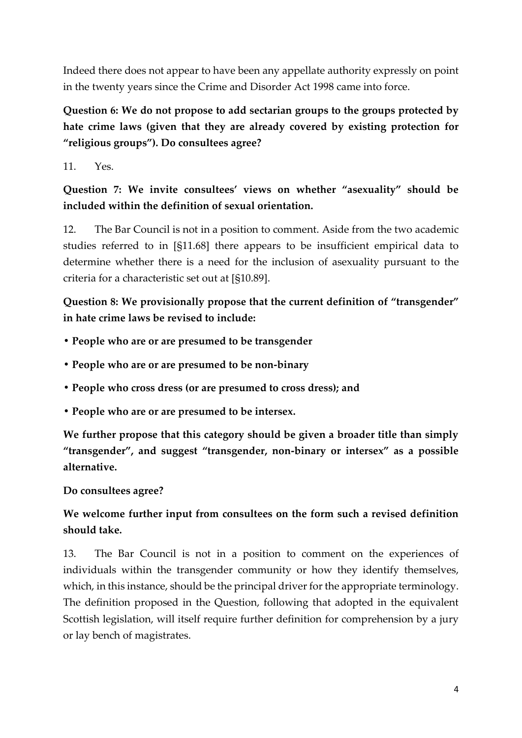Indeed there does not appear to have been any appellate authority expressly on point in the twenty years since the Crime and Disorder Act 1998 came into force.

**Question 6: We do not propose to add sectarian groups to the groups protected by hate crime laws (given that they are already covered by existing protection for "religious groups"). Do consultees agree?**

11. Yes.

**Question 7: We invite consultees' views on whether "asexuality" should be included within the definition of sexual orientation.**

12. The Bar Council is not in a position to comment. Aside from the two academic studies referred to in [§11.68] there appears to be insufficient empirical data to determine whether there is a need for the inclusion of asexuality pursuant to the criteria for a characteristic set out at [§10.89].

**Question 8: We provisionally propose that the current definition of "transgender" in hate crime laws be revised to include:**

- **People who are or are presumed to be transgender**
- **People who are or are presumed to be non-binary**
- **People who cross dress (or are presumed to cross dress); and**
- **People who are or are presumed to be intersex.**

**We further propose that this category should be given a broader title than simply "transgender", and suggest "transgender, non-binary or intersex" as a possible alternative.**

**Do consultees agree?**

**We welcome further input from consultees on the form such a revised definition should take.**

13. The Bar Council is not in a position to comment on the experiences of individuals within the transgender community or how they identify themselves, which, in this instance, should be the principal driver for the appropriate terminology. The definition proposed in the Question, following that adopted in the equivalent Scottish legislation, will itself require further definition for comprehension by a jury or lay bench of magistrates.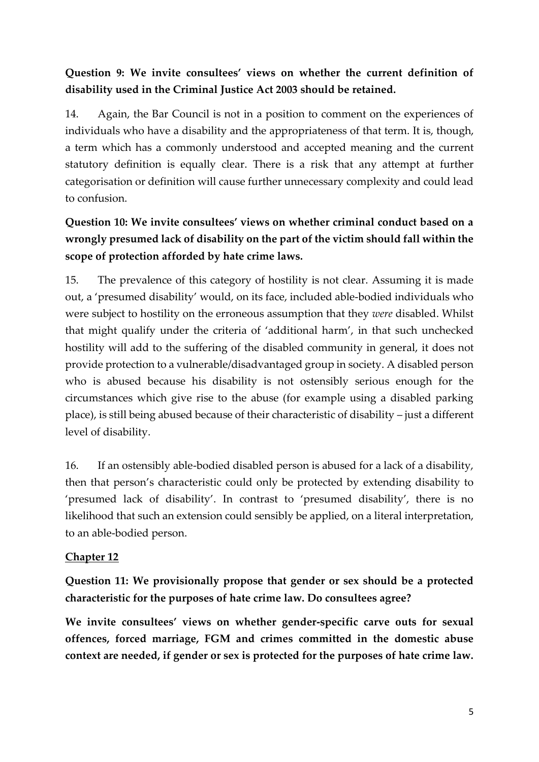**Question 9: We invite consultees' views on whether the current definition of disability used in the Criminal Justice Act 2003 should be retained.**

14. Again, the Bar Council is not in a position to comment on the experiences of individuals who have a disability and the appropriateness of that term. It is, though, a term which has a commonly understood and accepted meaning and the current statutory definition is equally clear. There is a risk that any attempt at further categorisation or definition will cause further unnecessary complexity and could lead to confusion.

**Question 10: We invite consultees' views on whether criminal conduct based on a wrongly presumed lack of disability on the part of the victim should fall within the scope of protection afforded by hate crime laws.**

15. The prevalence of this category of hostility is not clear. Assuming it is made out, a 'presumed disability' would, on its face, included able-bodied individuals who were subject to hostility on the erroneous assumption that they *were* disabled. Whilst that might qualify under the criteria of 'additional harm', in that such unchecked hostility will add to the suffering of the disabled community in general, it does not provide protection to a vulnerable/disadvantaged group in society. A disabled person who is abused because his disability is not ostensibly serious enough for the circumstances which give rise to the abuse (for example using a disabled parking place), is still being abused because of their characteristic of disability – just a different level of disability.

16. If an ostensibly able-bodied disabled person is abused for a lack of a disability, then that person's characteristic could only be protected by extending disability to 'presumed lack of disability'. In contrast to 'presumed disability', there is no likelihood that such an extension could sensibly be applied, on a literal interpretation, to an able-bodied person.

## Chapter 12

**Question 11: We provisionally propose that gender or sex should be a protected characteristic for the purposes of hate crime law. Do consultees agree?**

**We invite consultees' views on whether gender-specific carve outs for sexual offences, forced marriage, FGM and crimes committed in the domestic abuse context are needed, if gender or sex is protected for the purposes of hate crime law.**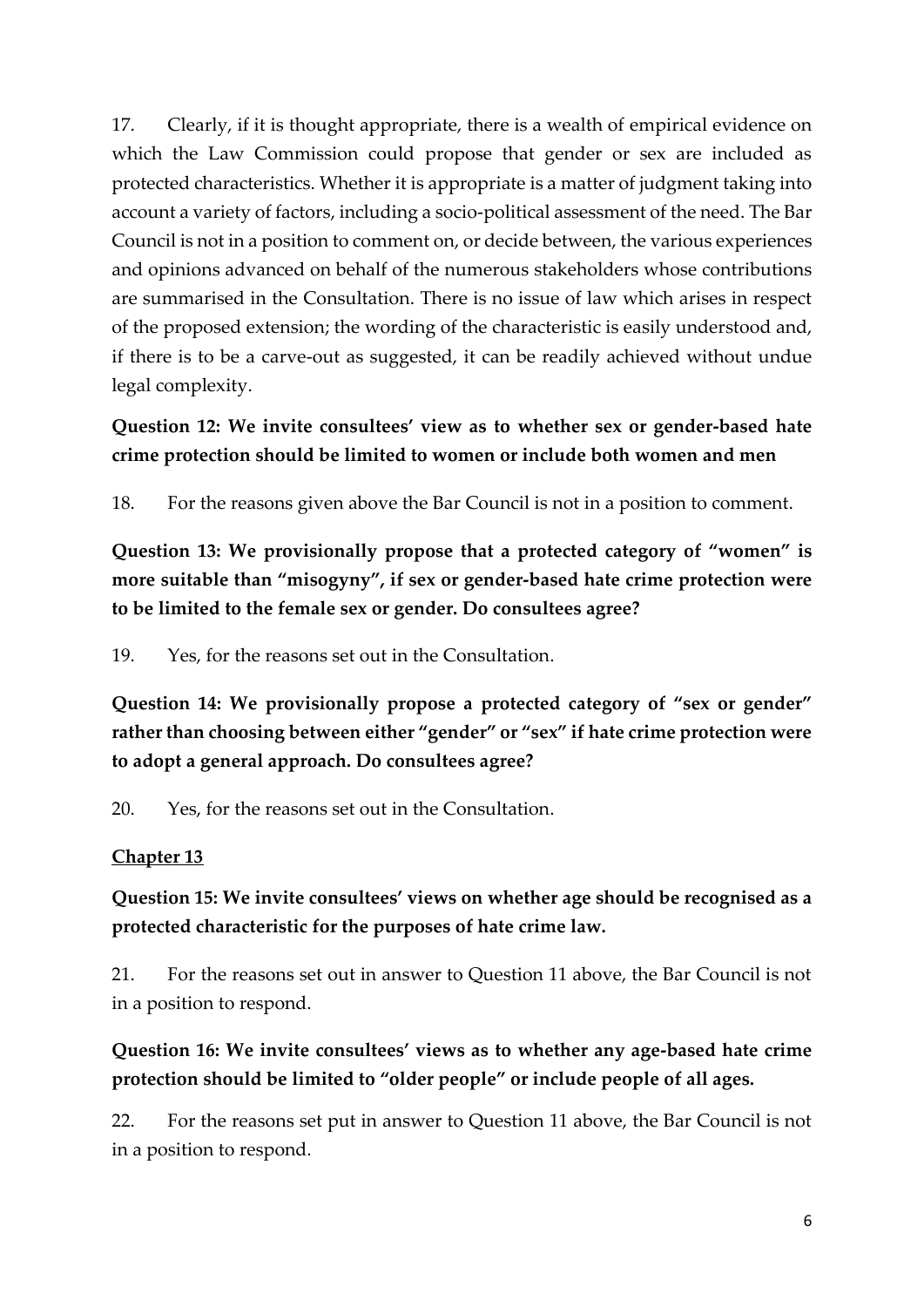17. Clearly, if it is thought appropriate, there is a wealth of empirical evidence on which the Law Commission could propose that gender or sex are included as protected characteristics. Whether it is appropriate is a matter of judgment taking into account a variety of factors, including a socio-political assessment of the need. The Bar Council is not in a position to comment on, or decide between, the various experiences and opinions advanced on behalf of the numerous stakeholders whose contributions are summarised in the Consultation. There is no issue of law which arises in respect of the proposed extension; the wording of the characteristic is easily understood and, if there is to be a carve-out as suggested, it can be readily achieved without undue legal complexity.

**Question 12: We invite consultees' view as to whether sex or gender-based hate crime protection should be limited to women or include both women and men**

18. For the reasons given above the Bar Council is not in a position to comment.

**Question 13: We provisionally propose that a protected category of "women" is more suitable than "misogyny", if sex or gender-based hate crime protection were to be limited to the female sex or gender. Do consultees agree?**

19. Yes, for the reasons set out in the Consultation.

**Question 14: We provisionally propose a protected category of "sex or gender" rather than choosing between either "gender" or "sex" if hate crime protection were to adopt a general approach. Do consultees agree?**

20. Yes, for the reasons set out in the Consultation.

**<u>Chapter 13</u>**

**Question 15: We invite consultees' views on whether age should be recognised as a protected characteristic for the purposes of hate crime law.**

21. For the reasons set out in answer to Question 11 above, the Bar Council is not in a position to respond.

**Question 16: We invite consultees' views as to whether any age-based hate crime protection should be limited to "older people" or include people of all ages.**

22. For the reasons set put in answer to Question 11 above, the Bar Council is not in a position to respond.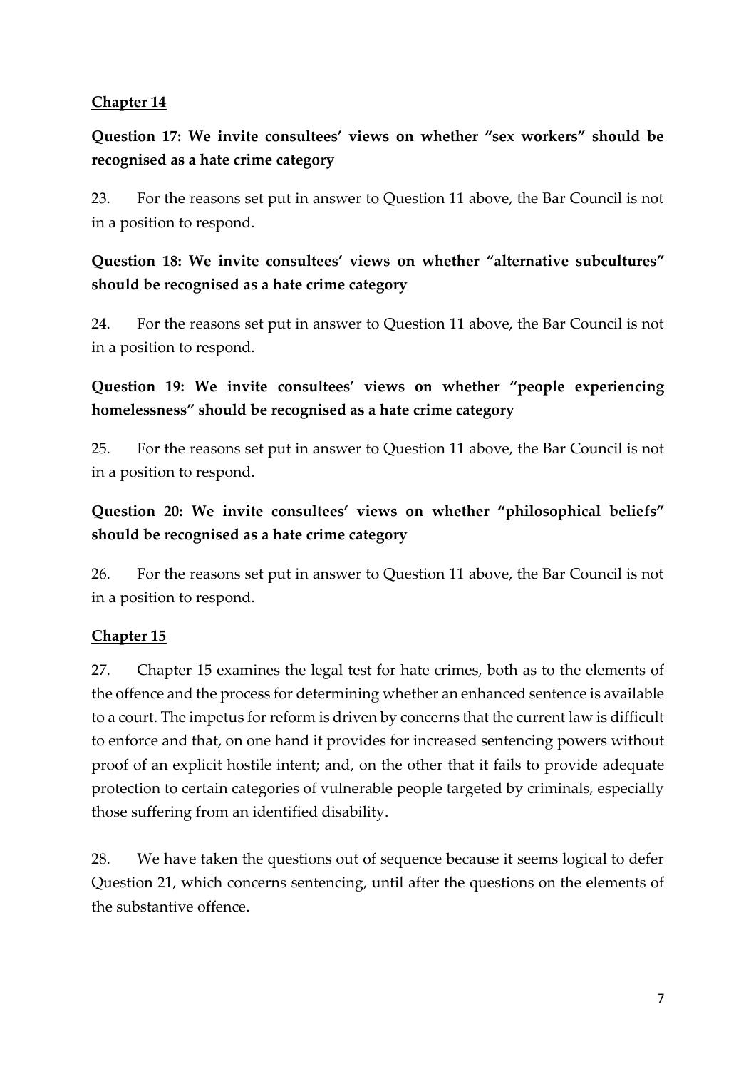**Chapter 14**

**Question 17: We invite consultees' views on whether "sex workers" should be recognised as a hate crime category**

23. For the reasons set put in answer to Question 11 above, the Bar Council is not in a position to respond.

**Question 18: We invite consultees' views on whether "alternative subcultures" should be recognised as a hate crime category**

24. For the reasons set put in answer to Question 11 above, the Bar Council is not in a position to respond.

**Question 19: We invite consultees' views on whether "people experiencing homelessness" should be recognised as a hate crime category**

25. For the reasons set put in answer to Question 11 above, the Bar Council is not in a position to respond.

**Question 20: We invite consultees' views on whether "philosophical beliefs" should be recognised as a hate crime category**

26. For the reasons set put in answer to Question 11 above, the Bar Council is not in a position to respond.

**Chapter 15**

27. Chapter 15 examines the legal test for hate crimes, both as to the elements of the offence and the process for determining whether an enhanced sentence is available to a court. The impetus for reform is driven by concerns that the current law is difficult to enforce and that, on one hand it provides for increased sentencing powers without proof of an explicit hostile intent; and, on the other that it fails to provide adequate protection to certain categories of vulnerable people targeted by criminals, especially those suffering from an identified disability.

28. We have taken the questions out of sequence because it seems logical to defer Question 21, which concerns sentencing, until after the questions on the elements of the substantive offence.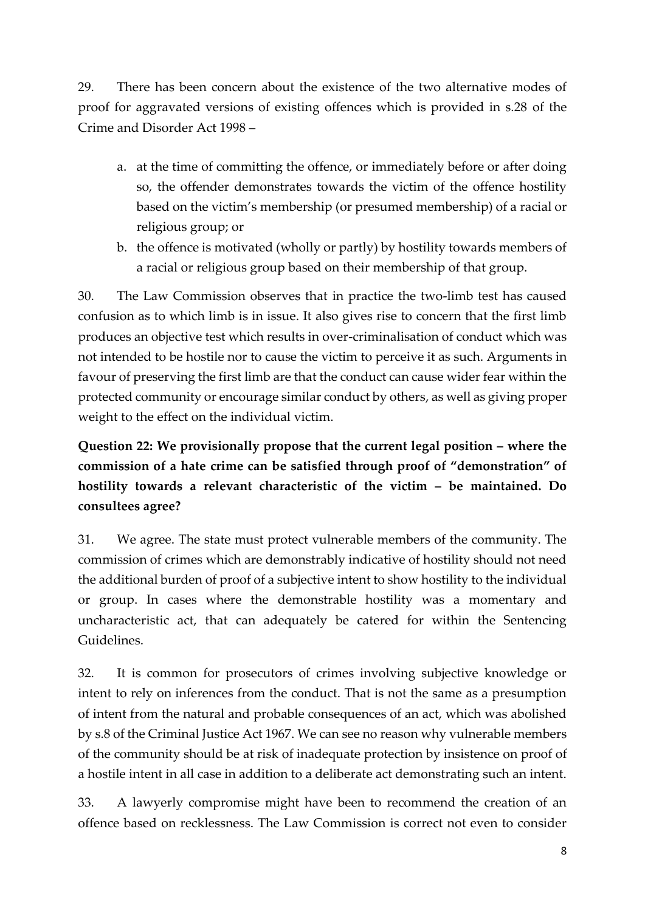29. There has been concern about the existence of the two alternative modes of proof for aggravated versions of existing offences which is provided in s.28 of the Crime and Disorder Act 1998 –

   a. at the time of committing the offence, or immediately before or after doing so, the offender demonstrates towards the victim of the offence hostility based on the victim's membership (or presumed membership) of a racial or religious group; or
   b. the offence is motivated (wholly or partly) by hostility towards members of a racial or religious group based on their membership of that group.

30. The Law Commission observes that in practice the two-limb test has caused confusion as to which limb is in issue. It also gives rise to concern that the first limb produces an objective test which results in over-criminalisation of conduct which was not intended to be hostile nor to cause the victim to perceive it as such. Arguments in favour of preserving the first limb are that the conduct can cause wider fear within the protected community or encourage similar conduct by others, as well as giving proper weight to the effect on the individual victim.

**Question 22: We provisionally propose that the current legal position – where the commission of a hate crime can be satisfied through proof of "demonstration" of hostility towards a relevant characteristic of the victim – be maintained. Do consultees agree?**

31. We agree. The state must protect vulnerable members of the community. The commission of crimes which are demonstrably indicative of hostility should not need the additional burden of proof of a subjective intent to show hostility to the individual or group. In cases where the demonstrable hostility was a momentary and uncharacteristic act, that can adequately be catered for within the Sentencing Guidelines.

32. It is common for prosecutors of crimes involving subjective knowledge or intent to rely on inferences from the conduct. That is not the same as a presumption of intent from the natural and probable consequences of an act, which was abolished by s.8 of the Criminal Justice Act 1967. We can see no reason why vulnerable members of the community should be at risk of inadequate protection by insistence on proof of a hostile intent in all case in addition to a deliberate act demonstrating such an intent.

33. A lawyerly compromise might have been to recommend the creation of an offence based on recklessness. The Law Commission is correct not even to consider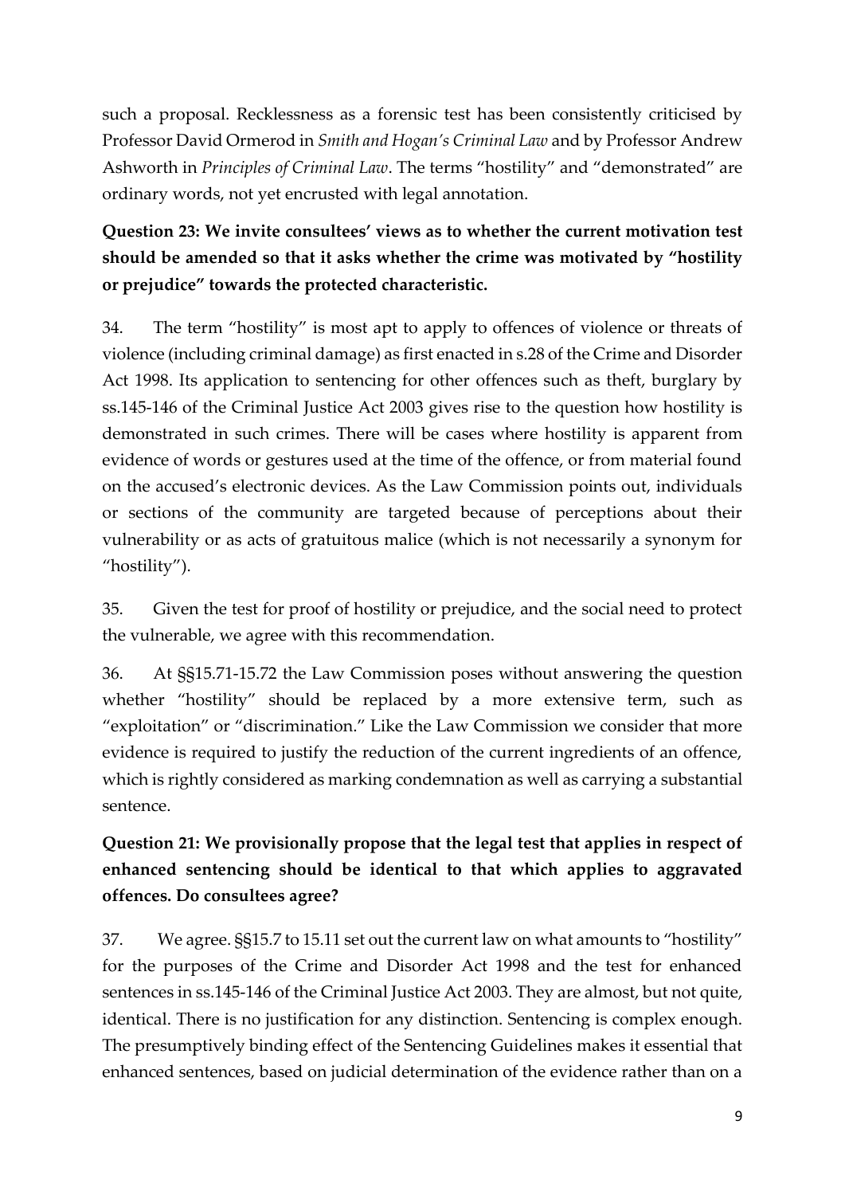such a proposal. Recklessness as a forensic test has been consistently criticised by Professor David Ormerod in *Smith and Hogan's Criminal Law* and by Professor Andrew Ashworth in *Principles of Criminal Law*. The terms "hostility" and "demonstrated" are ordinary words, not yet encrusted with legal annotation.

**Question 23: We invite consultees' views as to whether the current motivation test should be amended so that it asks whether the crime was motivated by "hostility or prejudice" towards the protected characteristic.**

34. The term "hostility" is most apt to apply to offences of violence or threats of violence (including criminal damage) as first enacted in s.28 of the Crime and Disorder Act 1998. Its application to sentencing for other offences such as theft, burglary by ss.145-146 of the Criminal Justice Act 2003 gives rise to the question how hostility is demonstrated in such crimes. There will be cases where hostility is apparent from evidence of words or gestures used at the time of the offence, or from material found on the accused's electronic devices. As the Law Commission points out, individuals or sections of the community are targeted because of perceptions about their vulnerability or as acts of gratuitous malice (which is not necessarily a synonym for "hostility").

35. Given the test for proof of hostility or prejudice, and the social need to protect the vulnerable, we agree with this recommendation.

36. At §§15.71-15.72 the Law Commission poses without answering the question whether "hostility" should be replaced by a more extensive term, such as "exploitation" or "discrimination." Like the Law Commission we consider that more evidence is required to justify the reduction of the current ingredients of an offence, which is rightly considered as marking condemnation as well as carrying a substantial sentence.

**Question 21: We provisionally propose that the legal test that applies in respect of enhanced sentencing should be identical to that which applies to aggravated offences. Do consultees agree?**

37. We agree. §§15.7 to 15.11 set out the current law on what amounts to "hostility" for the purposes of the Crime and Disorder Act 1998 and the test for enhanced sentences in ss.145-146 of the Criminal Justice Act 2003. They are almost, but not quite, identical. There is no justification for any distinction. Sentencing is complex enough. The presumptively binding effect of the Sentencing Guidelines makes it essential that enhanced sentences, based on judicial determination of the evidence rather than on a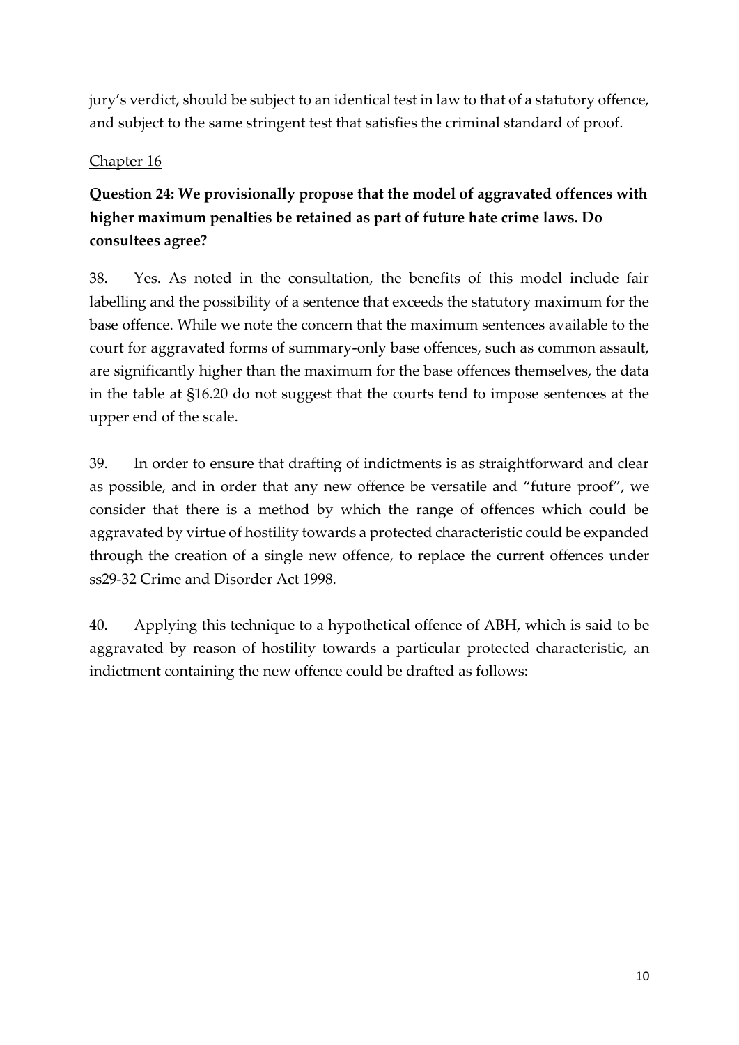jury's verdict, should be subject to an identical test in law to that of a statutory offence, and subject to the same stringent test that satisfies the criminal standard of proof.

Chapter 16

**Question 24: We provisionally propose that the model of aggravated offences with higher maximum penalties be retained as part of future hate crime laws. Do consultees agree?**

38. Yes. As noted in the consultation, the benefits of this model include fair labelling and the possibility of a sentence that exceeds the statutory maximum for the base offence. While we note the concern that the maximum sentences available to the court for aggravated forms of summary-only base offences, such as common assault, are significantly higher than the maximum for the base offences themselves, the data in the table at §16.20 do not suggest that the courts tend to impose sentences at the upper end of the scale.

39. In order to ensure that drafting of indictments is as straightforward and clear as possible, and in order that any new offence be versatile and "future proof", we consider that there is a method by which the range of offences which could be aggravated by virtue of hostility towards a protected characteristic could be expanded through the creation of a single new offence, to replace the current offences under ss29-32 Crime and Disorder Act 1998.

40. Applying this technique to a hypothetical offence of ABH, which is said to be aggravated by reason of hostility towards a particular protected characteristic, an indictment containing the new offence could be drafted as follows: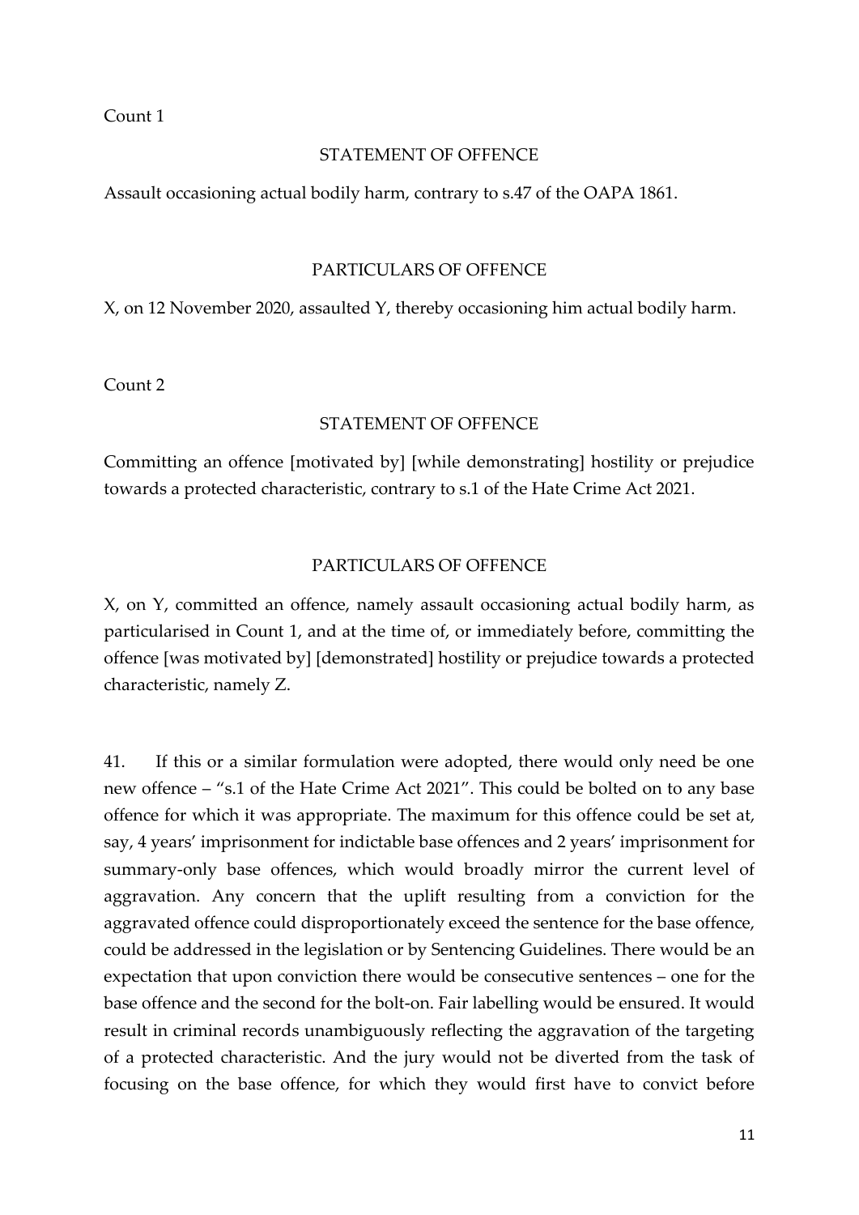Count 1

STATEMENT OF OFFENCE

Assault occasioning actual bodily harm, contrary to s.47 of the OAPA 1861.

PARTICULARS OF OFFENCE

X, on 12 November 2020, assaulted Y, thereby occasioning him actual bodily harm.

Count 2

STATEMENT OF OFFENCE

Committing an offence [motivated by] [while demonstrating] hostility or prejudice towards a protected characteristic, contrary to s.1 of the Hate Crime Act 2021.

PARTICULARS OF OFFENCE

X, on Y, committed an offence, namely assault occasioning actual bodily harm, as particularised in Count 1, and at the time of, or immediately before, committing the offence [was motivated by] [demonstrated] hostility or prejudice towards a protected characteristic, namely Z.

41. If this or a similar formulation were adopted, there would only need be one new offence – "s.1 of the Hate Crime Act 2021". This could be bolted on to any base offence for which it was appropriate. The maximum for this offence could be set at, say, 4 years' imprisonment for indictable base offences and 2 years' imprisonment for summary-only base offences, which would broadly mirror the current level of aggravation. Any concern that the uplift resulting from a conviction for the aggravated offence could disproportionately exceed the sentence for the base offence, could be addressed in the legislation or by Sentencing Guidelines. There would be an expectation that upon conviction there would be consecutive sentences – one for the base offence and the second for the bolt-on. Fair labelling would be ensured. It would result in criminal records unambiguously reflecting the aggravation of the targeting of a protected characteristic. And the jury would not be diverted from the task of focusing on the base offence, for which they would first have to convict before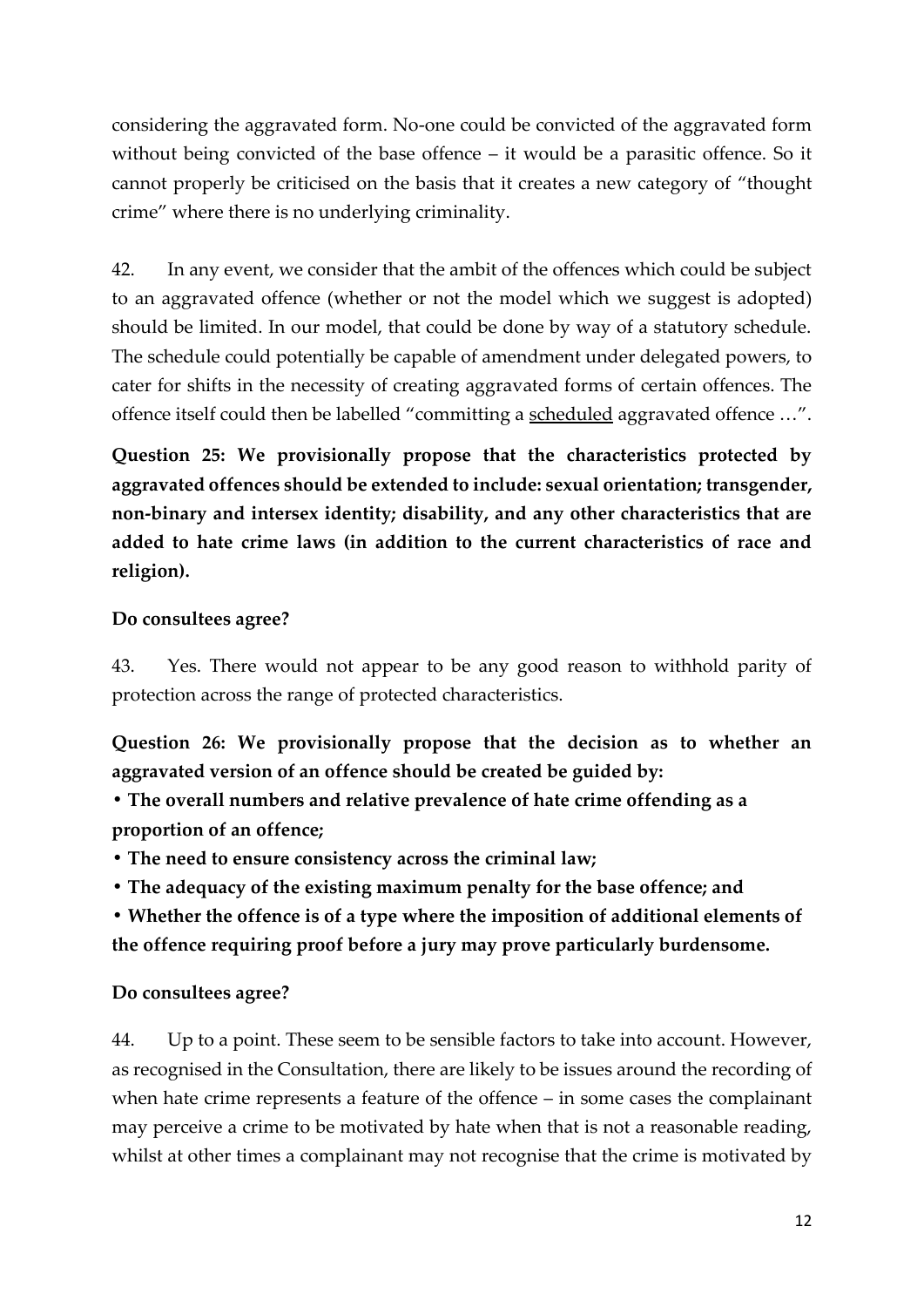considering the aggravated form. No-one could be convicted of the aggravated form without being convicted of the base offence – it would be a parasitic offence. So it cannot properly be criticised on the basis that it creates a new category of "thought crime" where there is no underlying criminality.

42. In any event, we consider that the ambit of the offences which could be subject to an aggravated offence (whether or not the model which we suggest is adopted) should be limited. In our model, that could be done by way of a statutory schedule. The schedule could potentially be capable of amendment under delegated powers, to cater for shifts in the necessity of creating aggravated forms of certain offences. The offence itself could then be labelled "committing a <u>scheduled</u> aggravated offence …".

**Question 25: We provisionally propose that the characteristics protected by aggravated offences should be extended to include: sexual orientation; transgender, non-binary and intersex identity; disability, and any other characteristics that are added to hate crime laws (in addition to the current characteristics of race and religion).**

**Do consultees agree?**

43. Yes. There would not appear to be any good reason to withhold parity of protection across the range of protected characteristics.

**Question 26: We provisionally propose that the decision as to whether an aggravated version of an offence should be created be guided by:**

- **The overall numbers and relative prevalence of hate crime offending as a proportion of an offence;**
- **The need to ensure consistency across the criminal law;**
- **The adequacy of the existing maximum penalty for the base offence; and**
- **Whether the offence is of a type where the imposition of additional elements of the offence requiring proof before a jury may prove particularly burdensome.**

**Do consultees agree?**

44. Up to a point. These seem to be sensible factors to take into account. However, as recognised in the Consultation, there are likely to be issues around the recording of when hate crime represents a feature of the offence – in some cases the complainant may perceive a crime to be motivated by hate when that is not a reasonable reading, whilst at other times a complainant may not recognise that the crime is motivated by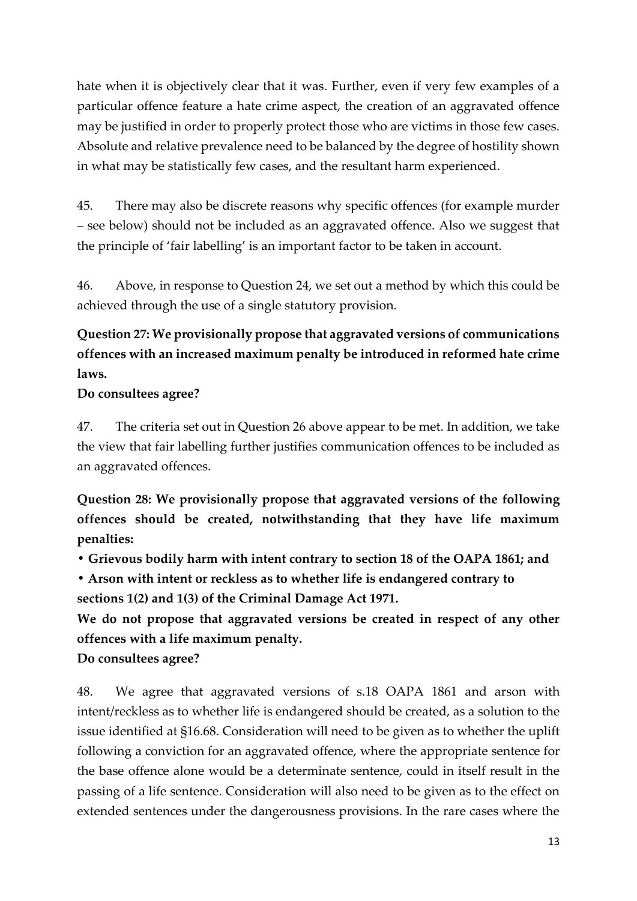hate when it is objectively clear that it was. Further, even if very few examples of a particular offence feature a hate crime aspect, the creation of an aggravated offence may be justified in order to properly protect those who are victims in those few cases. Absolute and relative prevalence need to be balanced by the degree of hostility shown in what may be statistically few cases, and the resultant harm experienced.

45. There may also be discrete reasons why specific offences (for example murder – see below) should not be included as an aggravated offence. Also we suggest that the principle of 'fair labelling' is an important factor to be taken in account.

46. Above, in response to Question 24, we set out a method by which this could be achieved through the use of a single statutory provision.

**Question 27: We provisionally propose that aggravated versions of communications offences with an increased maximum penalty be introduced in reformed hate crime laws.**

**Do consultees agree?**

47. The criteria set out in Question 26 above appear to be met. In addition, we take the view that fair labelling further justifies communication offences to be included as an aggravated offences.

**Question 28: We provisionally propose that aggravated versions of the following offences should be created, notwithstanding that they have life maximum penalties:**

- **Grievous bodily harm with intent contrary to section 18 of the OAPA 1861; and**
- **Arson with intent or reckless as to whether life is endangered contrary to sections 1(2) and 1(3) of the Criminal Damage Act 1971.**

**We do not propose that aggravated versions be created in respect of any other offences with a life maximum penalty.**

**Do consultees agree?**

48. We agree that aggravated versions of s.18 OAPA 1861 and arson with intent/reckless as to whether life is endangered should be created, as a solution to the issue identified at §16.68. Consideration will need to be given as to whether the uplift following a conviction for an aggravated offence, where the appropriate sentence for the base offence alone would be a determinate sentence, could in itself result in the passing of a life sentence. Consideration will also need to be given as to the effect on extended sentences under the dangerousness provisions. In the rare cases where the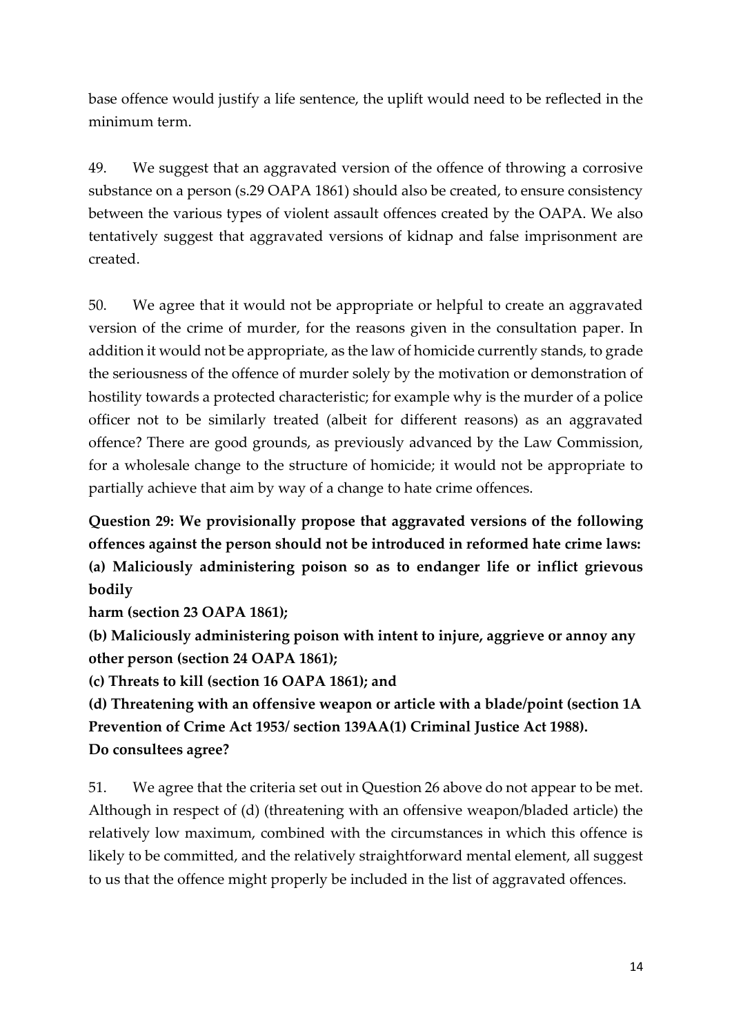base offence would justify a life sentence, the uplift would need to be reflected in the minimum term.

49. We suggest that an aggravated version of the offence of throwing a corrosive substance on a person (s.29 OAPA 1861) should also be created, to ensure consistency between the various types of violent assault offences created by the OAPA. We also tentatively suggest that aggravated versions of kidnap and false imprisonment are created.

50. We agree that it would not be appropriate or helpful to create an aggravated version of the crime of murder, for the reasons given in the consultation paper. In addition it would not be appropriate, as the law of homicide currently stands, to grade the seriousness of the offence of murder solely by the motivation or demonstration of hostility towards a protected characteristic; for example why is the murder of a police officer not to be similarly treated (albeit for different reasons) as an aggravated offence? There are good grounds, as previously advanced by the Law Commission, for a wholesale change to the structure of homicide; it would not be appropriate to partially achieve that aim by way of a change to hate crime offences.

**Question 29: We provisionally propose that aggravated versions of the following offences against the person should not be introduced in reformed hate crime laws:**
**(a) Maliciously administering poison so as to endanger life or inflict grievous bodily harm (section 23 OAPA 1861);**
**(b) Maliciously administering poison with intent to injure, aggrieve or annoy any other person (section 24 OAPA 1861);**
**(c) Threats to kill (section 16 OAPA 1861); and**
**(d) Threatening with an offensive weapon or article with a blade/point (section 1A Prevention of Crime Act 1953/ section 139AA(1) Criminal Justice Act 1988).**
**Do consultees agree?**

51. We agree that the criteria set out in Question 26 above do not appear to be met. Although in respect of (d) (threatening with an offensive weapon/bladed article) the relatively low maximum, combined with the circumstances in which this offence is likely to be committed, and the relatively straightforward mental element, all suggest to us that the offence might properly be included in the list of aggravated offences.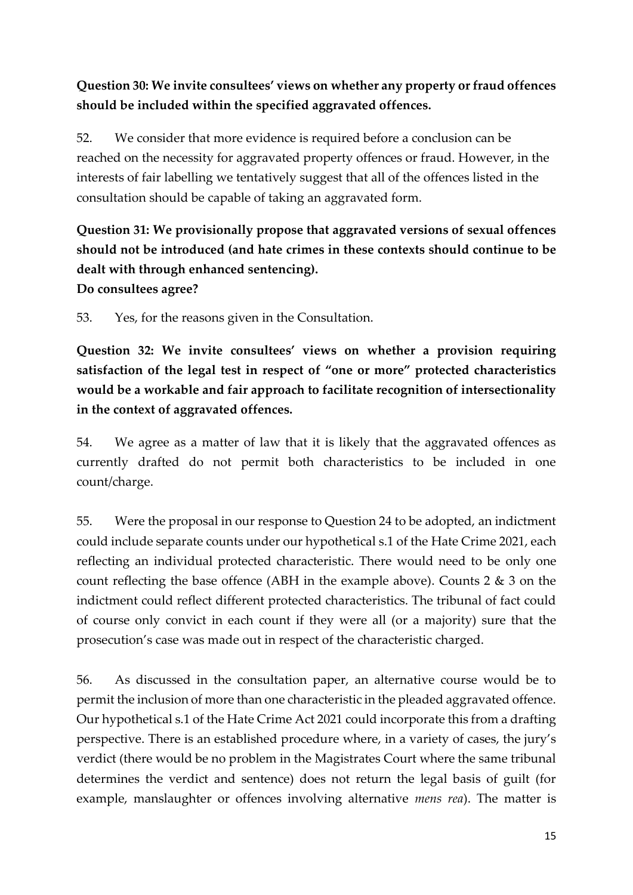**Question 30: We invite consultees' views on whether any property or fraud offences should be included within the specified aggravated offences.**

52. We consider that more evidence is required before a conclusion can be reached on the necessity for aggravated property offences or fraud. However, in the interests of fair labelling we tentatively suggest that all of the offences listed in the consultation should be capable of taking an aggravated form.

**Question 31: We provisionally propose that aggravated versions of sexual offences should not be introduced (and hate crimes in these contexts should continue to be dealt with through enhanced sentencing).**
**Do consultees agree?**

53. Yes, for the reasons given in the Consultation.

**Question 32: We invite consultees' views on whether a provision requiring satisfaction of the legal test in respect of "one or more" protected characteristics would be a workable and fair approach to facilitate recognition of intersectionality in the context of aggravated offences.**

54. We agree as a matter of law that it is likely that the aggravated offences as currently drafted do not permit both characteristics to be included in one count/charge.

55. Were the proposal in our response to Question 24 to be adopted, an indictment could include separate counts under our hypothetical s.1 of the Hate Crime 2021, each reflecting an individual protected characteristic. There would need to be only one count reflecting the base offence (ABH in the example above). Counts 2 & 3 on the indictment could reflect different protected characteristics. The tribunal of fact could of course only convict in each count if they were all (or a majority) sure that the prosecution's case was made out in respect of the characteristic charged.

56. As discussed in the consultation paper, an alternative course would be to permit the inclusion of more than one characteristic in the pleaded aggravated offence. Our hypothetical s.1 of the Hate Crime Act 2021 could incorporate this from a drafting perspective. There is an established procedure where, in a variety of cases, the jury's verdict (there would be no problem in the Magistrates Court where the same tribunal determines the verdict and sentence) does not return the legal basis of guilt (for example, manslaughter or offences involving alternative *mens rea*). The matter is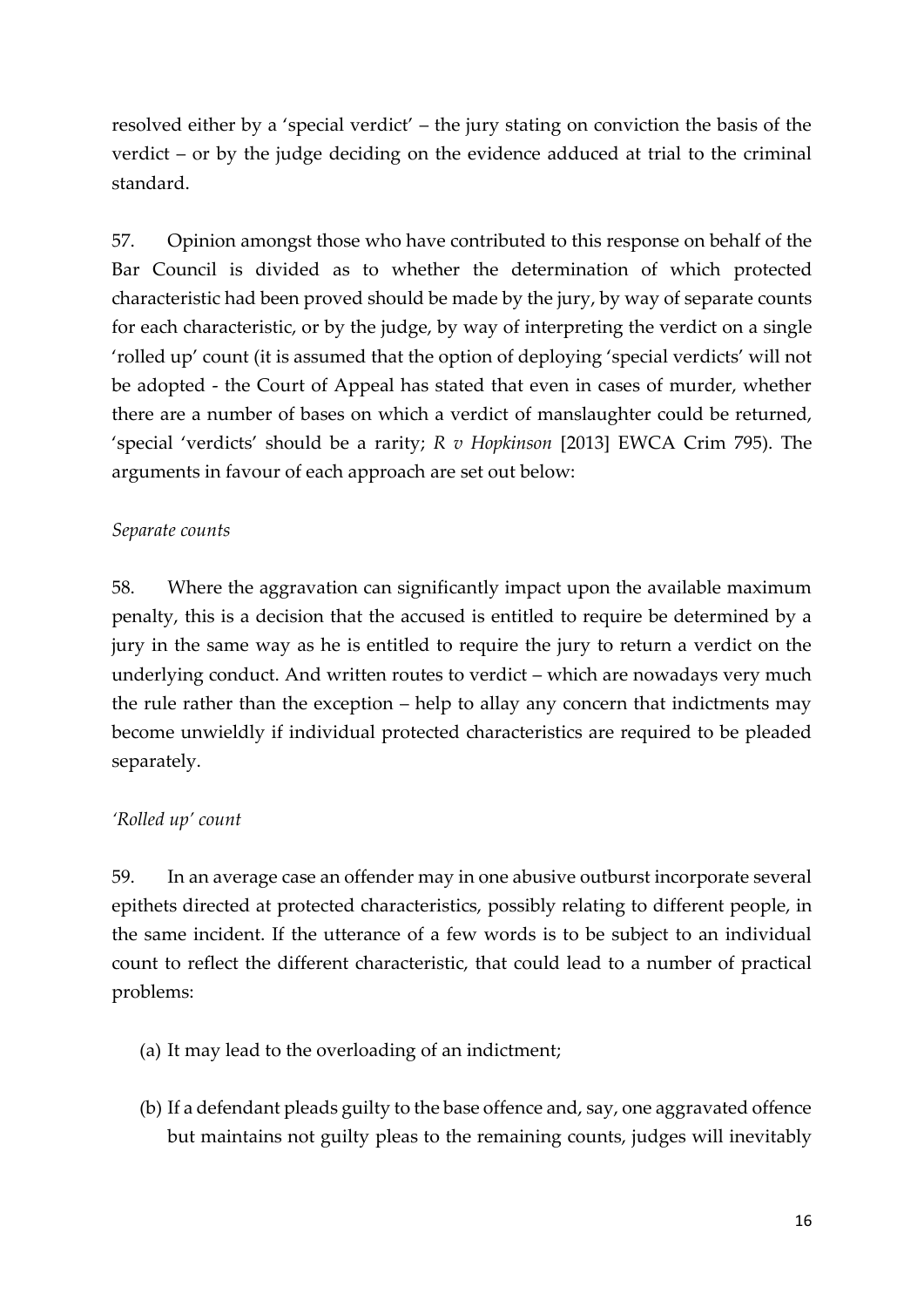resolved either by a 'special verdict' – the jury stating on conviction the basis of the verdict – or by the judge deciding on the evidence adduced at trial to the criminal standard.

57. Opinion amongst those who have contributed to this response on behalf of the Bar Council is divided as to whether the determination of which protected characteristic had been proved should be made by the jury, by way of separate counts for each characteristic, or by the judge, by way of interpreting the verdict on a single 'rolled up' count (it is assumed that the option of deploying 'special verdicts' will not be adopted - the Court of Appeal has stated that even in cases of murder, whether there are a number of bases on which a verdict of manslaughter could be returned, 'special 'verdicts' should be a rarity; *R v Hopkinson* [2013] EWCA Crim 795). The arguments in favour of each approach are set out below:

*Separate counts*

58. Where the aggravation can significantly impact upon the available maximum penalty, this is a decision that the accused is entitled to require be determined by a jury in the same way as he is entitled to require the jury to return a verdict on the underlying conduct. And written routes to verdict – which are nowadays very much the rule rather than the exception – help to allay any concern that indictments may become unwieldly if individual protected characteristics are required to be pleaded separately.

*'Rolled up' count*

59. In an average case an offender may in one abusive outburst incorporate several epithets directed at protected characteristics, possibly relating to different people, in the same incident. If the utterance of a few words is to be subject to an individual count to reflect the different characteristic, that could lead to a number of practical problems:

(a) It may lead to the overloading of an indictment;

(b) If a defendant pleads guilty to the base offence and, say, one aggravated offence but maintains not guilty pleas to the remaining counts, judges will inevitably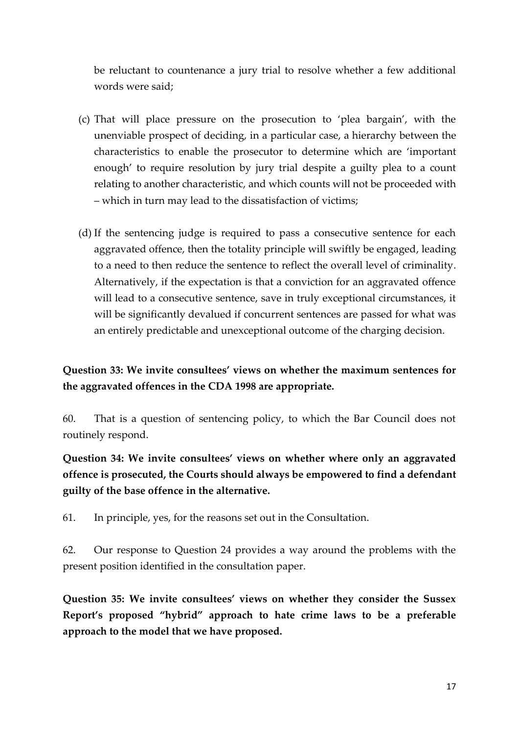be reluctant to countenance a jury trial to resolve whether a few additional words were said;

(c) That will place pressure on the prosecution to 'plea bargain', with the unenviable prospect of deciding, in a particular case, a hierarchy between the characteristics to enable the prosecutor to determine which are 'important enough' to require resolution by jury trial despite a guilty plea to a count relating to another characteristic, and which counts will not be proceeded with – which in turn may lead to the dissatisfaction of victims;

(d) If the sentencing judge is required to pass a consecutive sentence for each aggravated offence, then the totality principle will swiftly be engaged, leading to a need to then reduce the sentence to reflect the overall level of criminality. Alternatively, if the expectation is that a conviction for an aggravated offence will lead to a consecutive sentence, save in truly exceptional circumstances, it will be significantly devalued if concurrent sentences are passed for what was an entirely predictable and unexceptional outcome of the charging decision.

**Question 33: We invite consultees' views on whether the maximum sentences for the aggravated offences in the CDA 1998 are appropriate.**

60. That is a question of sentencing policy, to which the Bar Council does not routinely respond.

**Question 34: We invite consultees' views on whether where only an aggravated offence is prosecuted, the Courts should always be empowered to find a defendant guilty of the base offence in the alternative.**

61. In principle, yes, for the reasons set out in the Consultation.

62. Our response to Question 24 provides a way around the problems with the present position identified in the consultation paper.

**Question 35: We invite consultees' views on whether they consider the Sussex Report's proposed "hybrid" approach to hate crime laws to be a preferable approach to the model that we have proposed.**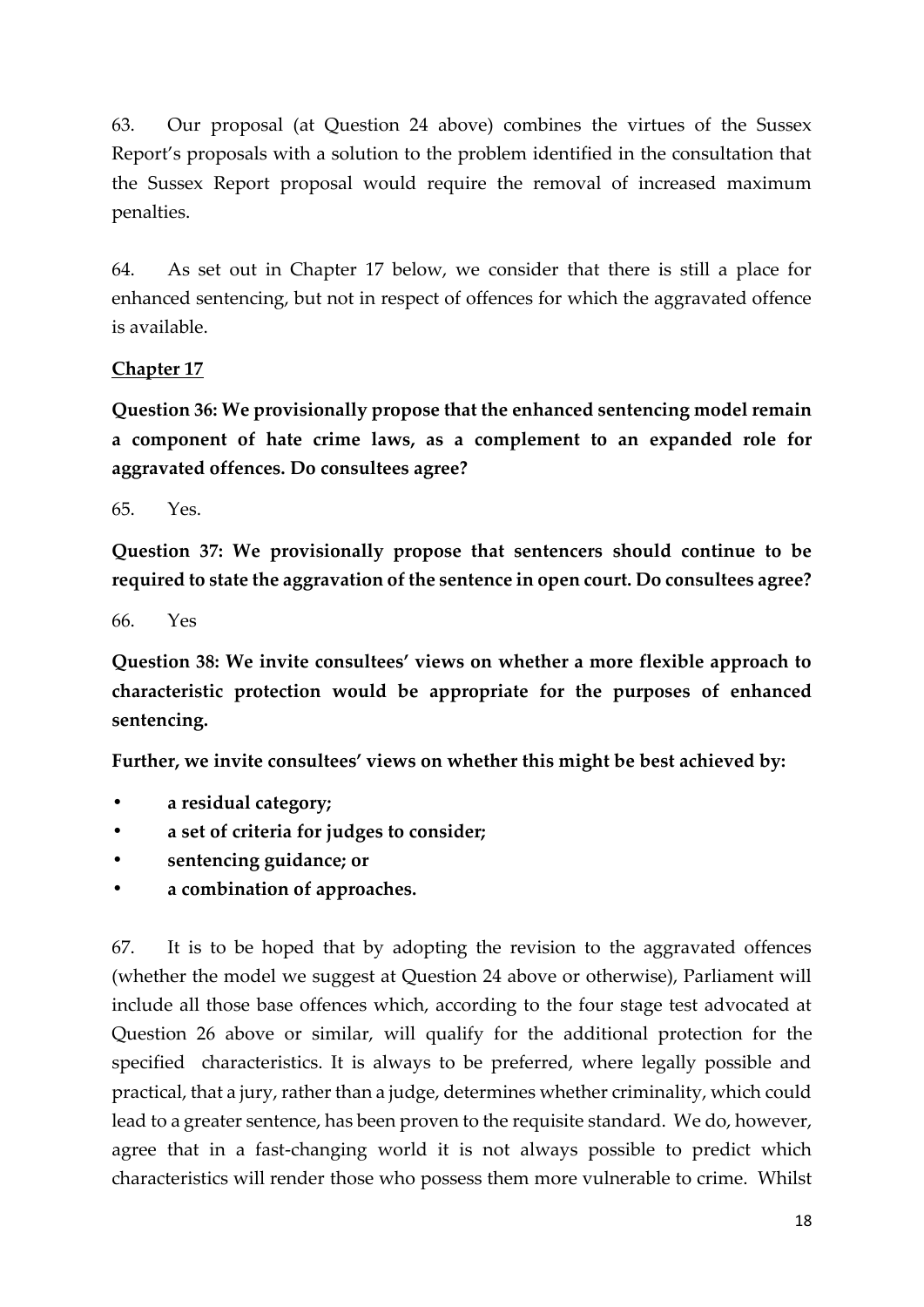63. Our proposal (at Question 24 above) combines the virtues of the Sussex Report's proposals with a solution to the problem identified in the consultation that the Sussex Report proposal would require the removal of increased maximum penalties.

64. As set out in Chapter 17 below, we consider that there is still a place for enhanced sentencing, but not in respect of offences for which the aggravated offence is available.

## Chapter 17

**Question 36: We provisionally propose that the enhanced sentencing model remain a component of hate crime laws, as a complement to an expanded role for aggravated offences. Do consultees agree?**

65. Yes.

**Question 37: We provisionally propose that sentencers should continue to be required to state the aggravation of the sentence in open court. Do consultees agree?**

66. Yes

**Question 38: We invite consultees' views on whether a more flexible approach to characteristic protection would be appropriate for the purposes of enhanced sentencing.**

**Further, we invite consultees' views on whether this might be best achieved by:**

- **a residual category;**
- **a set of criteria for judges to consider;**
- **sentencing guidance; or**
- **a combination of approaches.**

67. It is to be hoped that by adopting the revision to the aggravated offences (whether the model we suggest at Question 24 above or otherwise), Parliament will include all those base offences which, according to the four stage test advocated at Question 26 above or similar, will qualify for the additional protection for the specified characteristics. It is always to be preferred, where legally possible and practical, that a jury, rather than a judge, determines whether criminality, which could lead to a greater sentence, has been proven to the requisite standard. We do, however, agree that in a fast-changing world it is not always possible to predict which characteristics will render those who possess them more vulnerable to crime. Whilst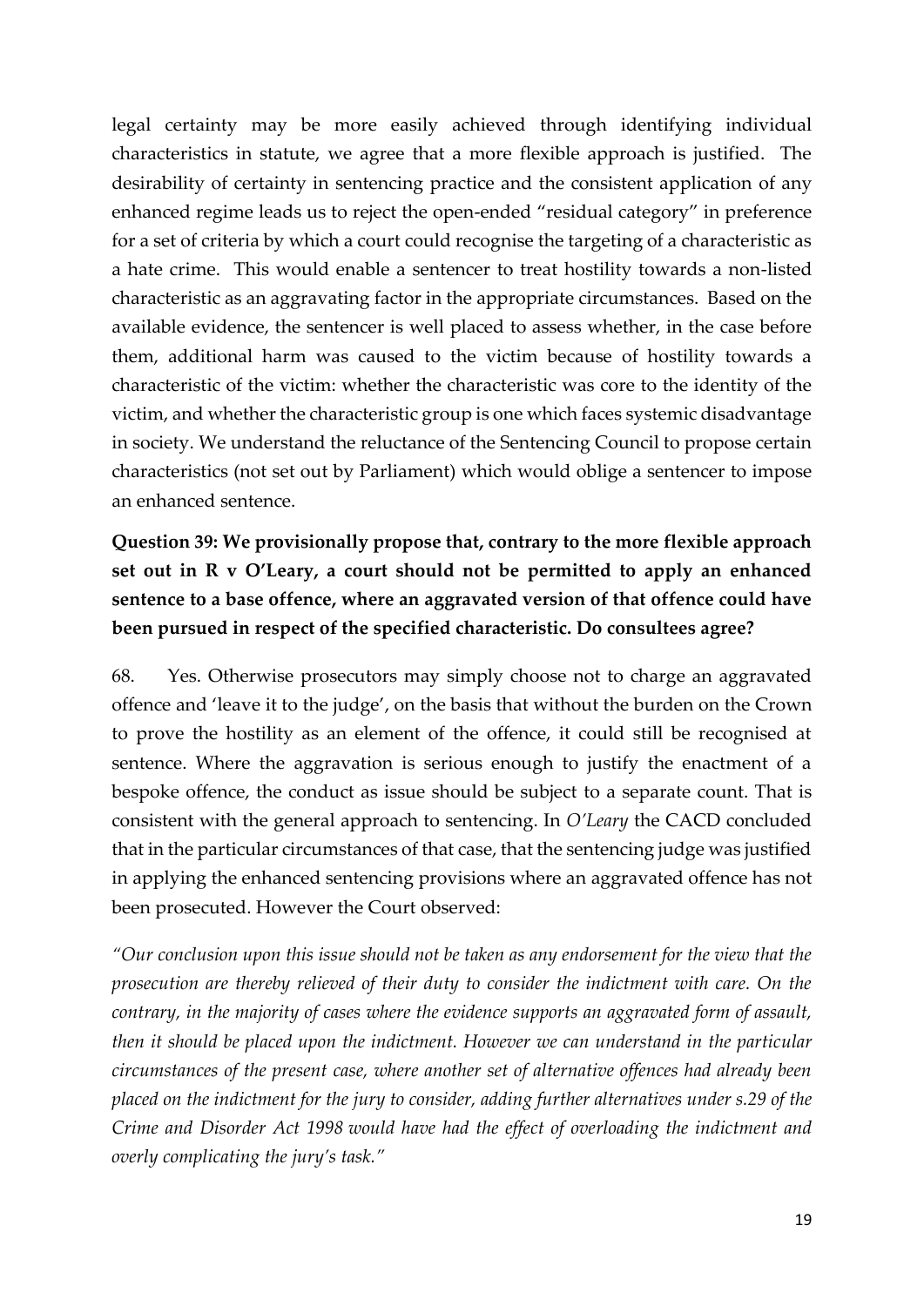legal certainty may be more easily achieved through identifying individual characteristics in statute, we agree that a more flexible approach is justified. The desirability of certainty in sentencing practice and the consistent application of any enhanced regime leads us to reject the open-ended "residual category" in preference for a set of criteria by which a court could recognise the targeting of a characteristic as a hate crime. This would enable a sentencer to treat hostility towards a non-listed characteristic as an aggravating factor in the appropriate circumstances. Based on the available evidence, the sentencer is well placed to assess whether, in the case before them, additional harm was caused to the victim because of hostility towards a characteristic of the victim: whether the characteristic was core to the identity of the victim, and whether the characteristic group is one which faces systemic disadvantage in society. We understand the reluctance of the Sentencing Council to propose certain characteristics (not set out by Parliament) which would oblige a sentencer to impose an enhanced sentence.

**Question 39: We provisionally propose that, contrary to the more flexible approach set out in R v O'Leary, a court should not be permitted to apply an enhanced sentence to a base offence, where an aggravated version of that offence could have been pursued in respect of the specified characteristic. Do consultees agree?**

68. Yes. Otherwise prosecutors may simply choose not to charge an aggravated offence and 'leave it to the judge', on the basis that without the burden on the Crown to prove the hostility as an element of the offence, it could still be recognised at sentence. Where the aggravation is serious enough to justify the enactment of a bespoke offence, the conduct as issue should be subject to a separate count. That is consistent with the general approach to sentencing. In *O'Leary* the CACD concluded that in the particular circumstances of that case, that the sentencing judge was justified in applying the enhanced sentencing provisions where an aggravated offence has not been prosecuted. However the Court observed:

*"Our conclusion upon this issue should not be taken as any endorsement for the view that the prosecution are thereby relieved of their duty to consider the indictment with care. On the contrary, in the majority of cases where the evidence supports an aggravated form of assault, then it should be placed upon the indictment. However we can understand in the particular circumstances of the present case, where another set of alternative offences had already been placed on the indictment for the jury to consider, adding further alternatives under s.29 of the Crime and Disorder Act 1998 would have had the effect of overloading the indictment and overly complicating the jury's task."*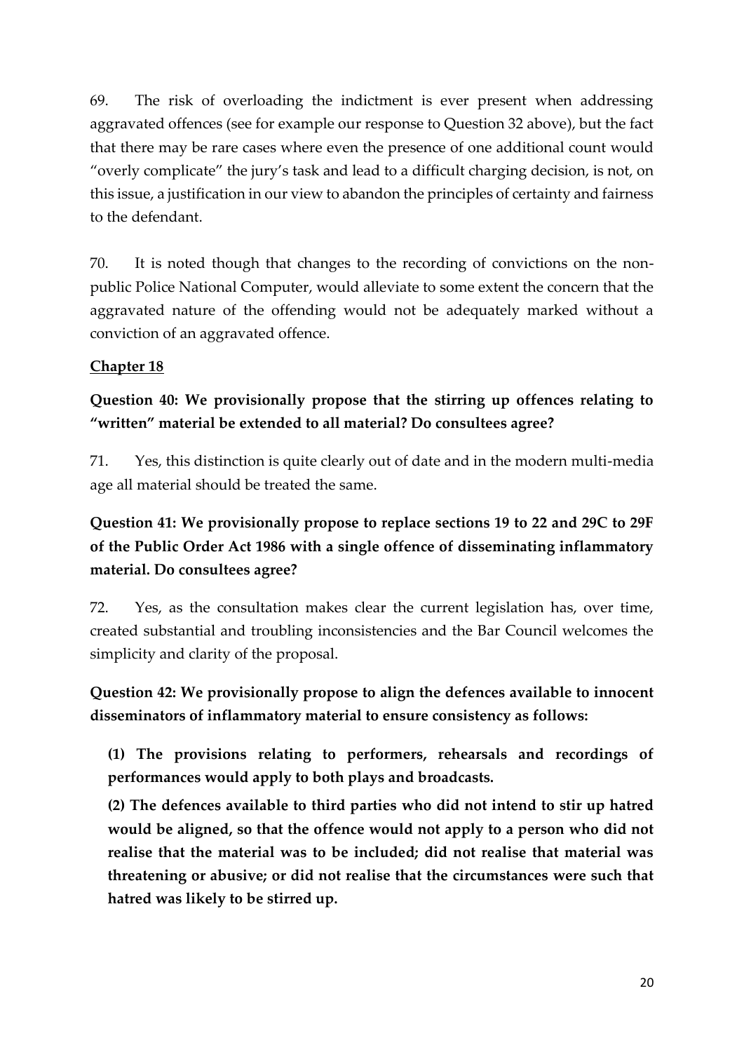69. The risk of overloading the indictment is ever present when addressing aggravated offences (see for example our response to Question 32 above), but the fact that there may be rare cases where even the presence of one additional count would "overly complicate" the jury's task and lead to a difficult charging decision, is not, on this issue, a justification in our view to abandon the principles of certainty and fairness to the defendant.

70. It is noted though that changes to the recording of convictions on the non-public Police National Computer, would alleviate to some extent the concern that the aggravated nature of the offending would not be adequately marked without a conviction of an aggravated offence.

## Chapter 18

**Question 40: We provisionally propose that the stirring up offences relating to "written" material be extended to all material? Do consultees agree?**

71. Yes, this distinction is quite clearly out of date and in the modern multi-media age all material should be treated the same.

**Question 41: We provisionally propose to replace sections 19 to 22 and 29C to 29F of the Public Order Act 1986 with a single offence of disseminating inflammatory material. Do consultees agree?**

72. Yes, as the consultation makes clear the current legislation has, over time, created substantial and troubling inconsistencies and the Bar Council welcomes the simplicity and clarity of the proposal.

**Question 42: We provisionally propose to align the defences available to innocent disseminators of inflammatory material to ensure consistency as follows:**

**(1) The provisions relating to performers, rehearsals and recordings of performances would apply to both plays and broadcasts.**

**(2) The defences available to third parties who did not intend to stir up hatred would be aligned, so that the offence would not apply to a person who did not realise that the material was to be included; did not realise that material was threatening or abusive; or did not realise that the circumstances were such that hatred was likely to be stirred up.**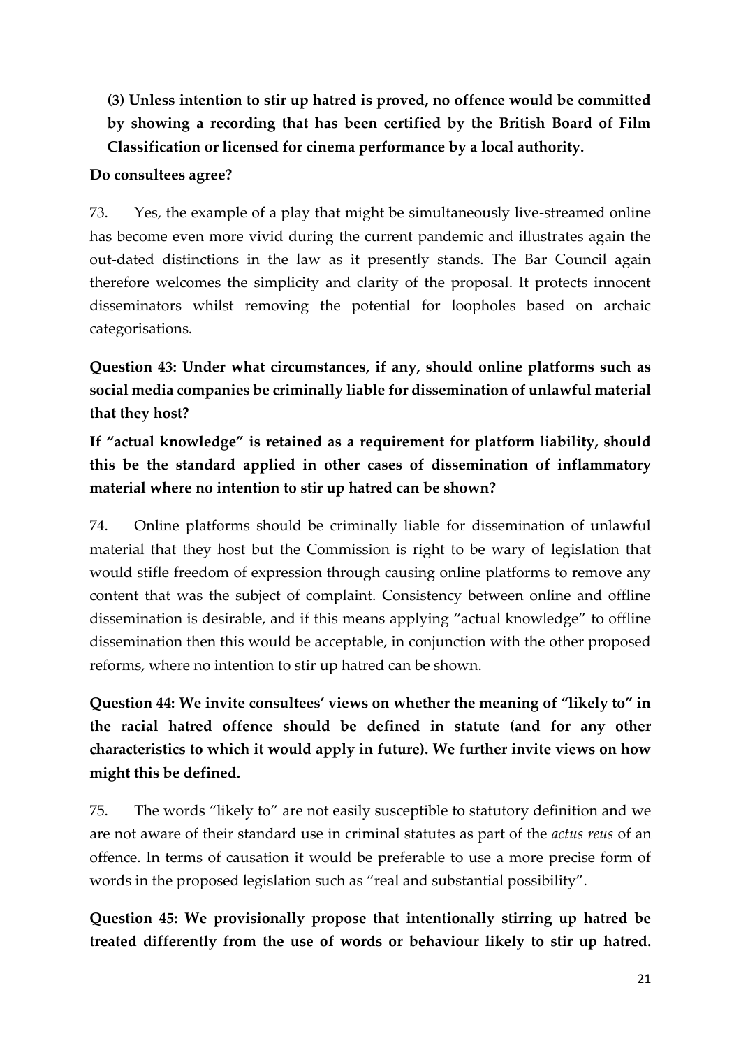**(3) Unless intention to stir up hatred is proved, no offence would be committed by showing a recording that has been certified by the British Board of Film Classification or licensed for cinema performance by a local authority.**

**Do consultees agree?**

73. Yes, the example of a play that might be simultaneously live-streamed online has become even more vivid during the current pandemic and illustrates again the out-dated distinctions in the law as it presently stands. The Bar Council again therefore welcomes the simplicity and clarity of the proposal. It protects innocent disseminators whilst removing the potential for loopholes based on archaic categorisations.

**Question 43: Under what circumstances, if any, should online platforms such as social media companies be criminally liable for dissemination of unlawful material that they host?**

**If "actual knowledge" is retained as a requirement for platform liability, should this be the standard applied in other cases of dissemination of inflammatory material where no intention to stir up hatred can be shown?**

74. Online platforms should be criminally liable for dissemination of unlawful material that they host but the Commission is right to be wary of legislation that would stifle freedom of expression through causing online platforms to remove any content that was the subject of complaint. Consistency between online and offline dissemination is desirable, and if this means applying "actual knowledge" to offline dissemination then this would be acceptable, in conjunction with the other proposed reforms, where no intention to stir up hatred can be shown.

**Question 44: We invite consultees' views on whether the meaning of "likely to" in the racial hatred offence should be defined in statute (and for any other characteristics to which it would apply in future). We further invite views on how might this be defined.**

75. The words "likely to" are not easily susceptible to statutory definition and we are not aware of their standard use in criminal statutes as part of the *actus reus* of an offence. In terms of causation it would be preferable to use a more precise form of words in the proposed legislation such as "real and substantial possibility".

**Question 45: We provisionally propose that intentionally stirring up hatred be treated differently from the use of words or behaviour likely to stir up hatred.**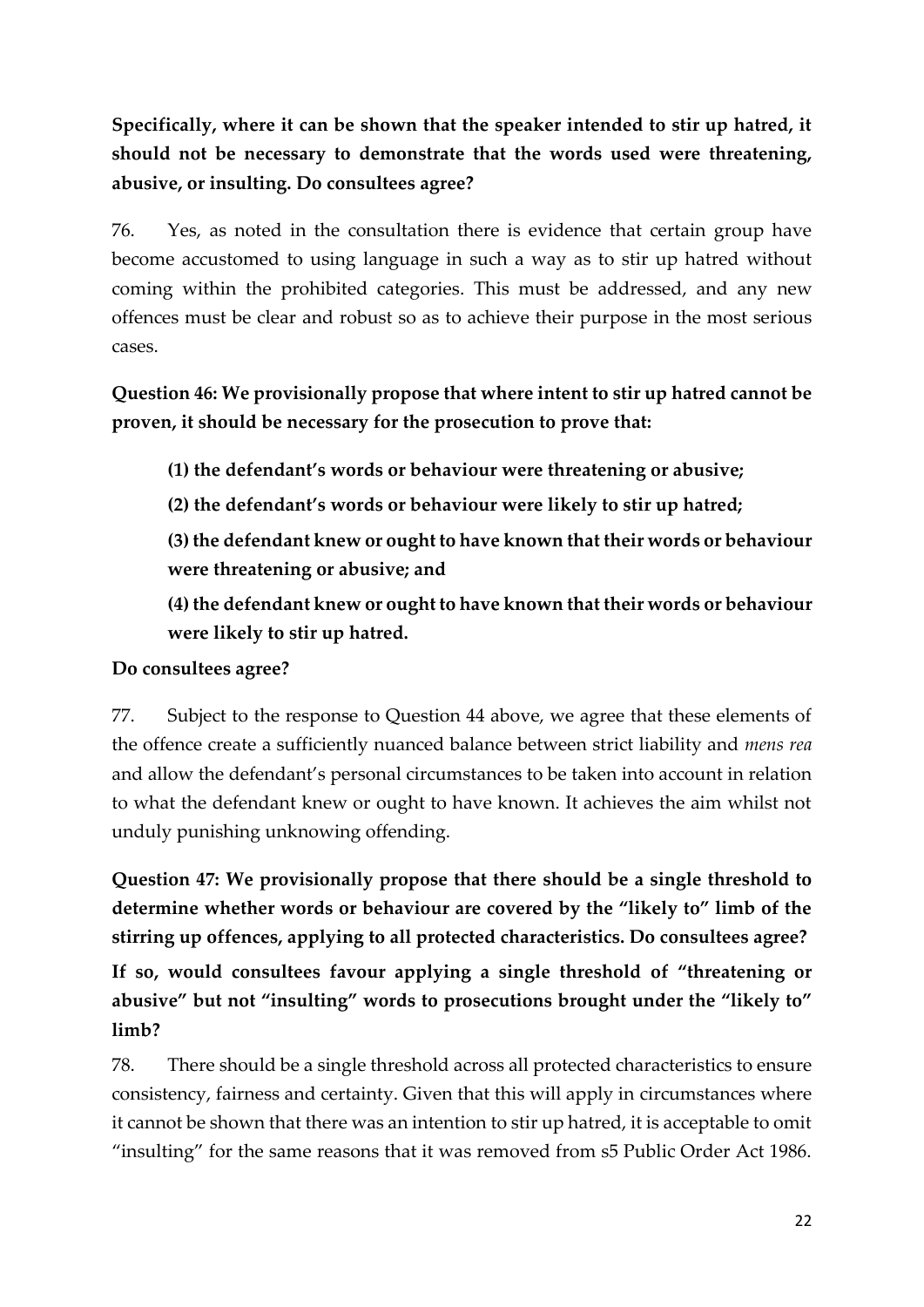**Specifically, where it can be shown that the speaker intended to stir up hatred, it should not be necessary to demonstrate that the words used were threatening, abusive, or insulting. Do consultees agree?**

76. Yes, as noted in the consultation there is evidence that certain group have become accustomed to using language in such a way as to stir up hatred without coming within the prohibited categories. This must be addressed, and any new offences must be clear and robust so as to achieve their purpose in the most serious cases.

**Question 46: We provisionally propose that where intent to stir up hatred cannot be proven, it should be necessary for the prosecution to prove that:**

**(1) the defendant's words or behaviour were threatening or abusive;**

**(2) the defendant's words or behaviour were likely to stir up hatred;**

**(3) the defendant knew or ought to have known that their words or behaviour were threatening or abusive; and**

**(4) the defendant knew or ought to have known that their words or behaviour were likely to stir up hatred.**

**Do consultees agree?**

77. Subject to the response to Question 44 above, we agree that these elements of the offence create a sufficiently nuanced balance between strict liability and *mens rea* and allow the defendant's personal circumstances to be taken into account in relation to what the defendant knew or ought to have known. It achieves the aim whilst not unduly punishing unknowing offending.

**Question 47: We provisionally propose that there should be a single threshold to determine whether words or behaviour are covered by the "likely to" limb of the stirring up offences, applying to all protected characteristics. Do consultees agree?**

**If so, would consultees favour applying a single threshold of "threatening or abusive" but not "insulting" words to prosecutions brought under the "likely to" limb?**

78. There should be a single threshold across all protected characteristics to ensure consistency, fairness and certainty. Given that this will apply in circumstances where it cannot be shown that there was an intention to stir up hatred, it is acceptable to omit "insulting" for the same reasons that it was removed from s5 Public Order Act 1986.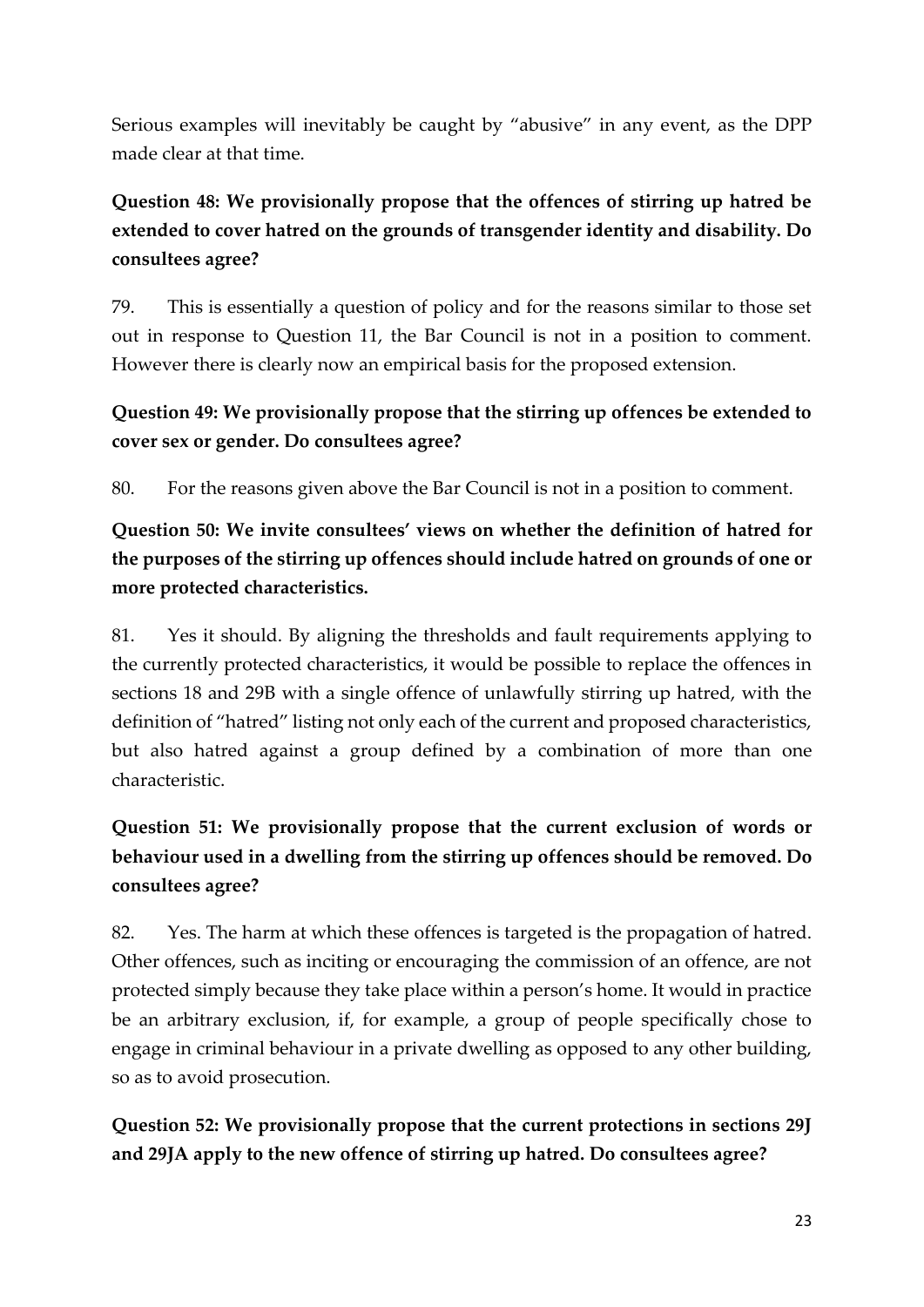Serious examples will inevitably be caught by "abusive" in any event, as the DPP made clear at that time.

**Question 48: We provisionally propose that the offences of stirring up hatred be extended to cover hatred on the grounds of transgender identity and disability. Do consultees agree?**

79. This is essentially a question of policy and for the reasons similar to those set out in response to Question 11, the Bar Council is not in a position to comment. However there is clearly now an empirical basis for the proposed extension.

**Question 49: We provisionally propose that the stirring up offences be extended to cover sex or gender. Do consultees agree?**

80. For the reasons given above the Bar Council is not in a position to comment.

**Question 50: We invite consultees' views on whether the definition of hatred for the purposes of the stirring up offences should include hatred on grounds of one or more protected characteristics.**

81. Yes it should. By aligning the thresholds and fault requirements applying to the currently protected characteristics, it would be possible to replace the offences in sections 18 and 29B with a single offence of unlawfully stirring up hatred, with the definition of "hatred" listing not only each of the current and proposed characteristics, but also hatred against a group defined by a combination of more than one characteristic.

**Question 51: We provisionally propose that the current exclusion of words or behaviour used in a dwelling from the stirring up offences should be removed. Do consultees agree?**

82. Yes. The harm at which these offences is targeted is the propagation of hatred. Other offences, such as inciting or encouraging the commission of an offence, are not protected simply because they take place within a person's home. It would in practice be an arbitrary exclusion, if, for example, a group of people specifically chose to engage in criminal behaviour in a private dwelling as opposed to any other building, so as to avoid prosecution.

**Question 52: We provisionally propose that the current protections in sections 29J and 29JA apply to the new offence of stirring up hatred. Do consultees agree?**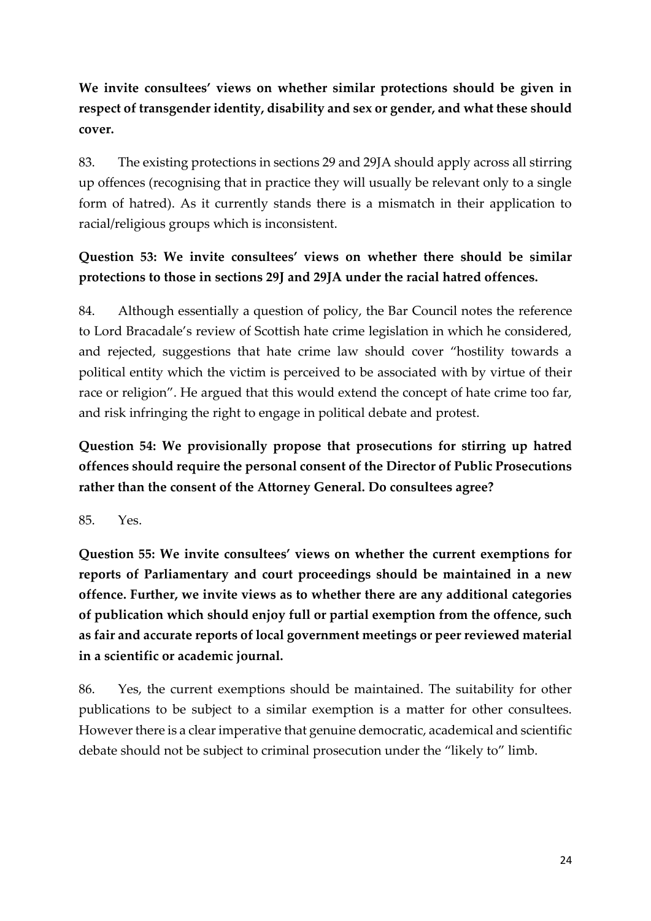**We invite consultees' views on whether similar protections should be given in respect of transgender identity, disability and sex or gender, and what these should cover.**

83. The existing protections in sections 29 and 29JA should apply across all stirring up offences (recognising that in practice they will usually be relevant only to a single form of hatred). As it currently stands there is a mismatch in their application to racial/religious groups which is inconsistent.

**Question 53: We invite consultees' views on whether there should be similar protections to those in sections 29J and 29JA under the racial hatred offences.**

84. Although essentially a question of policy, the Bar Council notes the reference to Lord Bracadale's review of Scottish hate crime legislation in which he considered, and rejected, suggestions that hate crime law should cover "hostility towards a political entity which the victim is perceived to be associated with by virtue of their race or religion". He argued that this would extend the concept of hate crime too far, and risk infringing the right to engage in political debate and protest.

**Question 54: We provisionally propose that prosecutions for stirring up hatred offences should require the personal consent of the Director of Public Prosecutions rather than the consent of the Attorney General. Do consultees agree?**

85. Yes.

**Question 55: We invite consultees' views on whether the current exemptions for reports of Parliamentary and court proceedings should be maintained in a new offence. Further, we invite views as to whether there are any additional categories of publication which should enjoy full or partial exemption from the offence, such as fair and accurate reports of local government meetings or peer reviewed material in a scientific or academic journal.**

86. Yes, the current exemptions should be maintained. The suitability for other publications to be subject to a similar exemption is a matter for other consultees. However there is a clear imperative that genuine democratic, academical and scientific debate should not be subject to criminal prosecution under the "likely to" limb.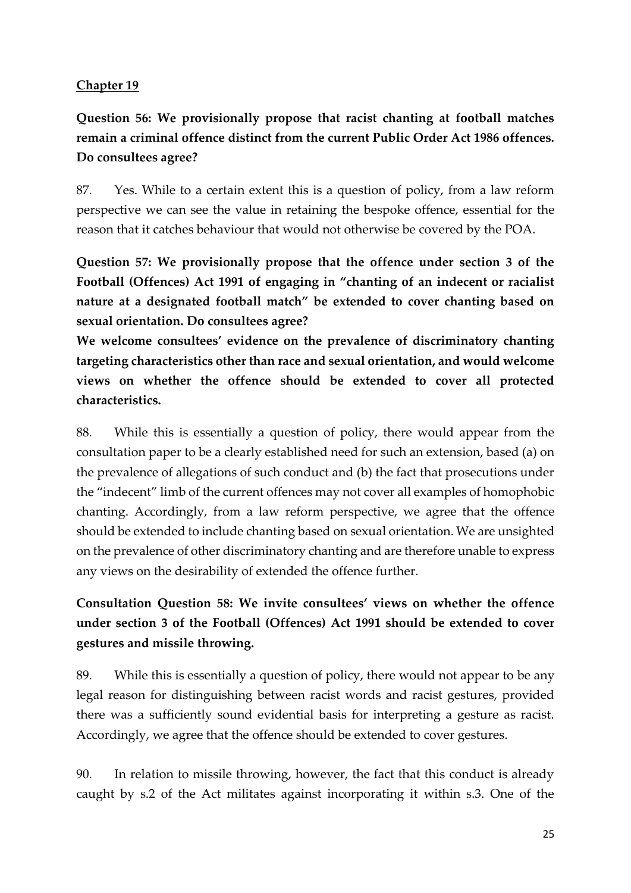**Chapter 19**

**Question 56: We provisionally propose that racist chanting at football matches remain a criminal offence distinct from the current Public Order Act 1986 offences. Do consultees agree?**

87. Yes. While to a certain extent this is a question of policy, from a law reform perspective we can see the value in retaining the bespoke offence, essential for the reason that it catches behaviour that would not otherwise be covered by the POA.

**Question 57: We provisionally propose that the offence under section 3 of the Football (Offences) Act 1991 of engaging in "chanting of an indecent or racialist nature at a designated football match" be extended to cover chanting based on sexual orientation. Do consultees agree?**

**We welcome consultees' evidence on the prevalence of discriminatory chanting targeting characteristics other than race and sexual orientation, and would welcome views on whether the offence should be extended to cover all protected characteristics.**

88. While this is essentially a question of policy, there would appear from the consultation paper to be a clearly established need for such an extension, based (a) on the prevalence of allegations of such conduct and (b) the fact that prosecutions under the "indecent" limb of the current offences may not cover all examples of homophobic chanting. Accordingly, from a law reform perspective, we agree that the offence should be extended to include chanting based on sexual orientation. We are unsighted on the prevalence of other discriminatory chanting and are therefore unable to express any views on the desirability of extended the offence further.

**Consultation Question 58: We invite consultees' views on whether the offence under section 3 of the Football (Offences) Act 1991 should be extended to cover gestures and missile throwing.**

89. While this is essentially a question of policy, there would not appear to be any legal reason for distinguishing between racist words and racist gestures, provided there was a sufficiently sound evidential basis for interpreting a gesture as racist. Accordingly, we agree that the offence should be extended to cover gestures.

90. In relation to missile throwing, however, the fact that this conduct is already caught by s.2 of the Act militates against incorporating it within s.3. One of the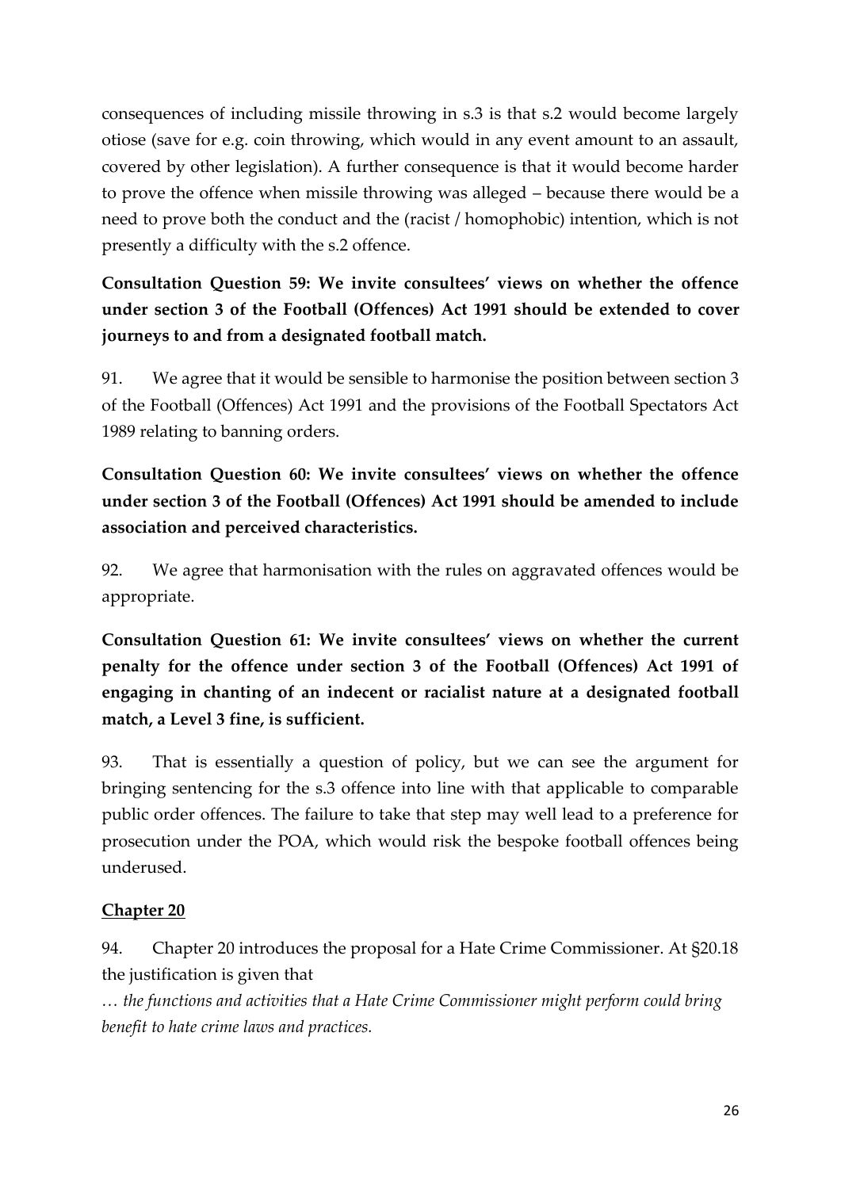consequences of including missile throwing in s.3 is that s.2 would become largely otiose (save for e.g. coin throwing, which would in any event amount to an assault, covered by other legislation). A further consequence is that it would become harder to prove the offence when missile throwing was alleged – because there would be a need to prove both the conduct and the (racist / homophobic) intention, which is not presently a difficulty with the s.2 offence.

**Consultation Question 59: We invite consultees' views on whether the offence under section 3 of the Football (Offences) Act 1991 should be extended to cover journeys to and from a designated football match.**

91. We agree that it would be sensible to harmonise the position between section 3 of the Football (Offences) Act 1991 and the provisions of the Football Spectators Act 1989 relating to banning orders.

**Consultation Question 60: We invite consultees' views on whether the offence under section 3 of the Football (Offences) Act 1991 should be amended to include association and perceived characteristics.**

92. We agree that harmonisation with the rules on aggravated offences would be appropriate.

**Consultation Question 61: We invite consultees' views on whether the current penalty for the offence under section 3 of the Football (Offences) Act 1991 of engaging in chanting of an indecent or racialist nature at a designated football match, a Level 3 fine, is sufficient.**

93. That is essentially a question of policy, but we can see the argument for bringing sentencing for the s.3 offence into line with that applicable to comparable public order offences. The failure to take that step may well lead to a preference for prosecution under the POA, which would risk the bespoke football offences being underused.

**<u>Chapter 20</u>**

94. Chapter 20 introduces the proposal for a Hate Crime Commissioner. At §20.18 the justification is given that

*… the functions and activities that a Hate Crime Commissioner might perform could bring benefit to hate crime laws and practices.*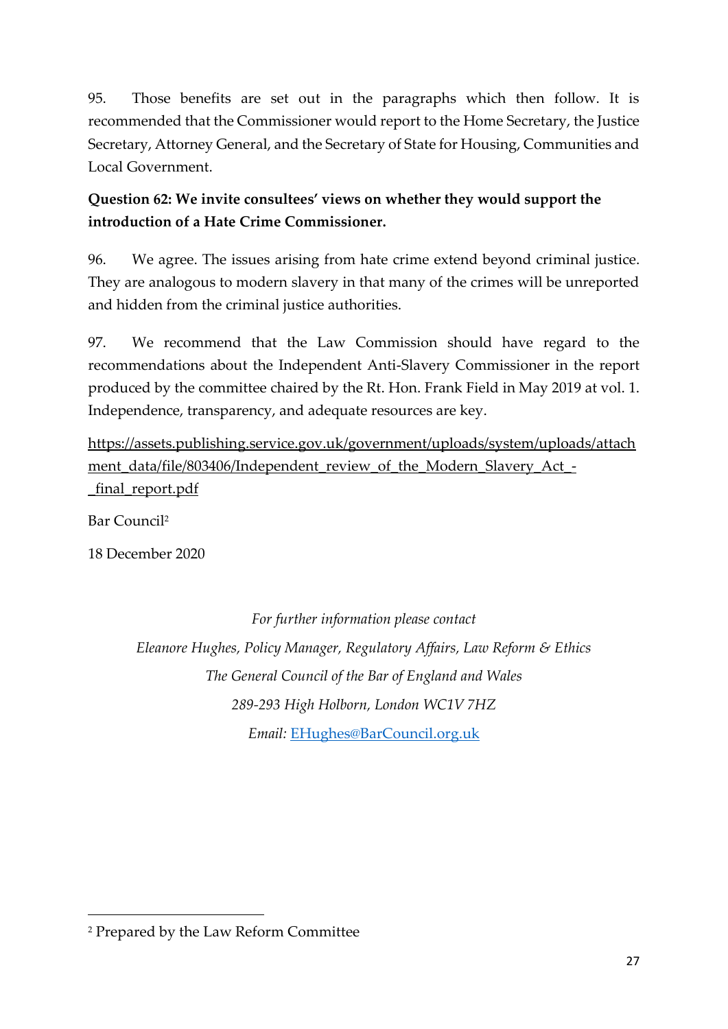95. Those benefits are set out in the paragraphs which then follow. It is recommended that the Commissioner would report to the Home Secretary, the Justice Secretary, Attorney General, and the Secretary of State for Housing, Communities and Local Government.

**Question 62: We invite consultees' views on whether they would support the introduction of a Hate Crime Commissioner.**

96. We agree. The issues arising from hate crime extend beyond criminal justice. They are analogous to modern slavery in that many of the crimes will be unreported and hidden from the criminal justice authorities.

97. We recommend that the Law Commission should have regard to the recommendations about the Independent Anti-Slavery Commissioner in the report produced by the committee chaired by the Rt. Hon. Frank Field in May 2019 at vol. 1. Independence, transparency, and adequate resources are key.

https://assets.publishing.service.gov.uk/government/uploads/system/uploads/attachment_data/file/803406/Independent_review_of_the_Modern_Slavery_Act_-_final_report.pdf

Bar Council[2]

18 December 2020

*For further information please contact*

*Eleanore Hughes, Policy Manager, Regulatory Affairs, Law Reform & Ethics*

*The General Council of the Bar of England and Wales*

*289-293 High Holborn, London WC1V 7HZ*

*Email:* EHughes@BarCouncil.org.uk

---

[2] Prepared by the Law Reform Committee